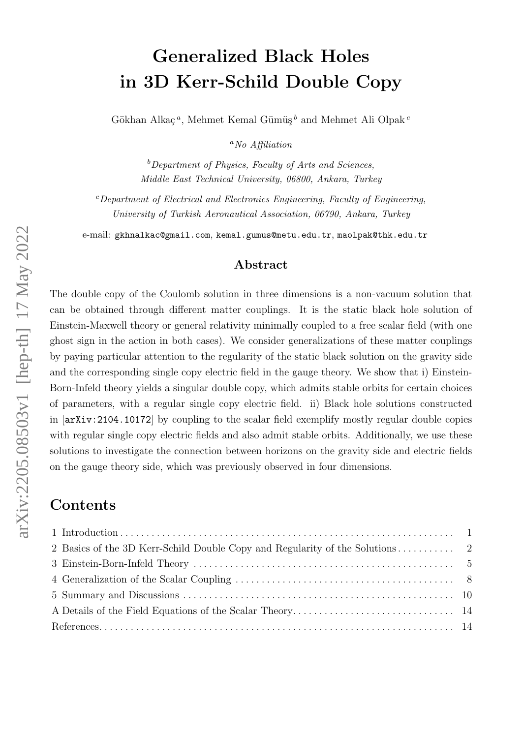# Generalized Black Holes in 3D Kerr-Schild Double Copy

Gökhan Alkaç [a], Mehmet Kemal Gümüş [b] and Mehmet Ali Olpak [c]

[a] *No Affiliation*

[b] *Department of Physics, Faculty of Arts and Sciences, Middle East Technical University, 06800, Ankara, Turkey*

[c] *Department of Electrical and Electronics Engineering, Faculty of Engineering, University of Turkish Aeronautical Association, 06790, Ankara, Turkey*

e-mail: gkhnalkac@gmail.com, kemal.gumus@metu.edu.tr, maolpak@thk.edu.tr

## Abstract

The double copy of the Coulomb solution in three dimensions is a non-vacuum solution that can be obtained through different matter couplings. It is the static black hole solution of Einstein-Maxwell theory or general relativity minimally coupled to a free scalar field (with one ghost sign in the action in both cases). We consider generalizations of these matter couplings by paying particular attention to the regularity of the static black solution on the gravity side and the corresponding single copy electric field in the gauge theory. We show that i) Einstein-Born-Infeld theory yields a singular double copy, which admits stable orbits for certain choices of parameters, with a regular single copy electric field. ii) Black hole solutions constructed in [arXiv:2104.10172] by coupling to the scalar field exemplify mostly regular double copies with regular single copy electric fields and also admit stable orbits. Additionally, we use these solutions to investigate the connection between horizons on the gravity side and electric fields on the gauge theory side, which was previously observed in four dimensions.

## Contents

1 Introduction . . . 1

2 Basics of the 3D Kerr-Schild Double Copy and Regularity of the Solutions . . . 2

3 Einstein-Born-Infeld Theory . . . 5

4 Generalization of the Scalar Coupling . . . 8

5 Summary and Discussions . . . 10

A Details of the Field Equations of the Scalar Theory . . . 14

References . . . 14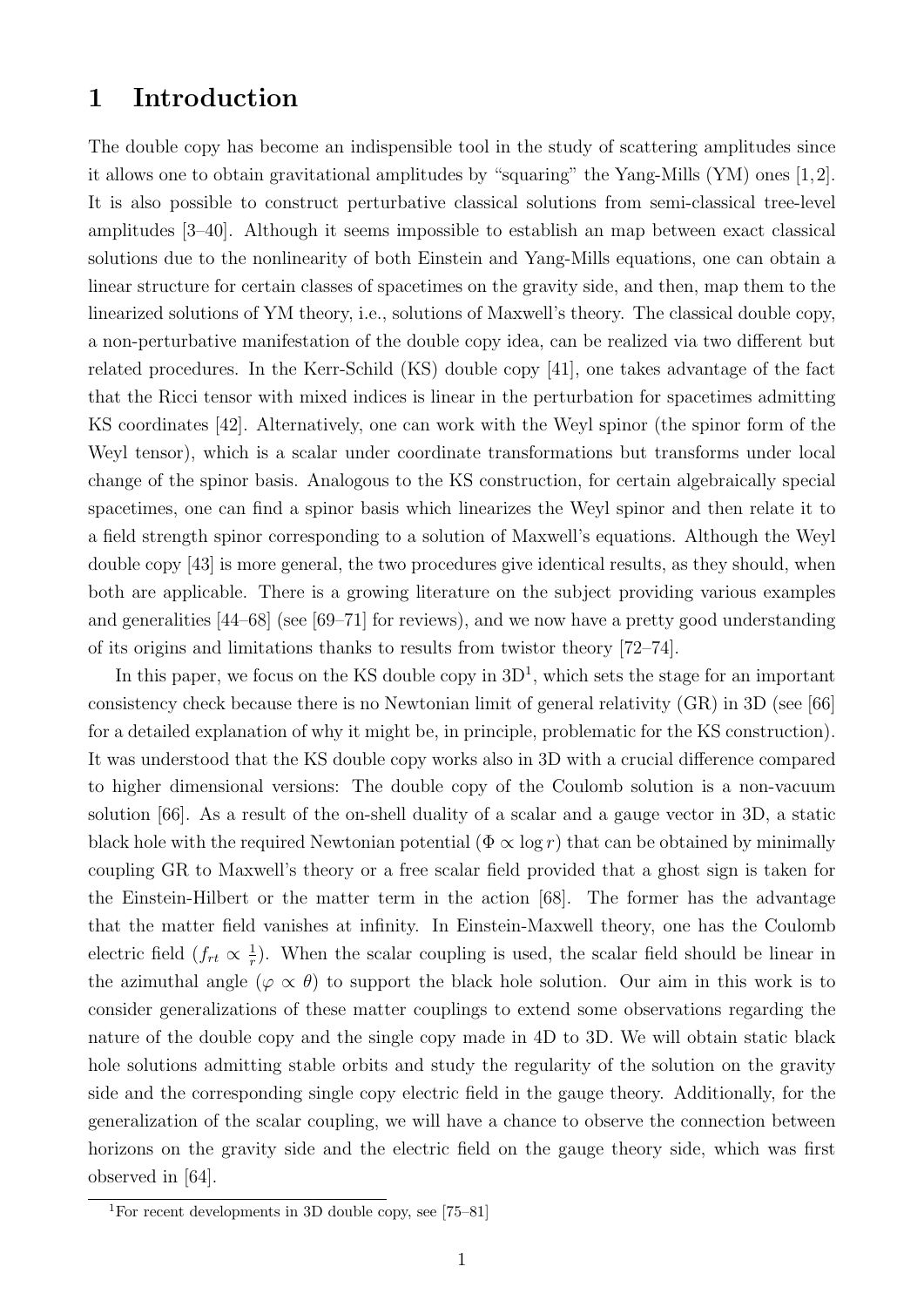## 1 Introduction

The double copy has become an indispensible tool in the study of scattering amplitudes since it allows one to obtain gravitational amplitudes by "squaring" the Yang-Mills (YM) ones [1,2]. It is also possible to construct perturbative classical solutions from semi-classical tree-level amplitudes [3–40]. Although it seems impossible to establish an map between exact classical solutions due to the nonlinearity of both Einstein and Yang-Mills equations, one can obtain a linear structure for certain classes of spacetimes on the gravity side, and then, map them to the linearized solutions of YM theory, i.e., solutions of Maxwell's theory. The classical double copy, a non-perturbative manifestation of the double copy idea, can be realized via two different but related procedures. In the Kerr-Schild (KS) double copy [41], one takes advantage of the fact that the Ricci tensor with mixed indices is linear in the perturbation for spacetimes admitting KS coordinates [42]. Alternatively, one can work with the Weyl spinor (the spinor form of the Weyl tensor), which is a scalar under coordinate transformations but transforms under local change of the spinor basis. Analogous to the KS construction, for certain algebraically special spacetimes, one can find a spinor basis which linearizes the Weyl spinor and then relate it to a field strength spinor corresponding to a solution of Maxwell's equations. Although the Weyl double copy [43] is more general, the two procedures give identical results, as they should, when both are applicable. There is a growing literature on the subject providing various examples and generalities [44–68] (see [69–71] for reviews), and we now have a pretty good understanding of its origins and limitations thanks to results from twistor theory [72–74].

In this paper, we focus on the KS double copy in 3D[1], which sets the stage for an important consistency check because there is no Newtonian limit of general relativity (GR) in 3D (see [66] for a detailed explanation of why it might be, in principle, problematic for the KS construction). It was understood that the KS double copy works also in 3D with a crucial difference compared to higher dimensional versions: The double copy of the Coulomb solution is a non-vacuum solution [66]. As a result of the on-shell duality of a scalar and a gauge vector in 3D, a static black hole with the required Newtonian potential ($\Phi \propto \log r$) that can be obtained by minimally coupling GR to Maxwell's theory or a free scalar field provided that a ghost sign is taken for the Einstein-Hilbert or the matter term in the action [68]. The former has the advantage that the matter field vanishes at infinity. In Einstein-Maxwell theory, one has the Coulomb electric field ($f_{rt} \propto \frac{1}{r}$). When the scalar coupling is used, the scalar field should be linear in the azimuthal angle ($\varphi \propto \theta$) to support the black hole solution. Our aim in this work is to consider generalizations of these matter couplings to extend some observations regarding the nature of the double copy and the single copy made in 4D to 3D. We will obtain static black hole solutions admitting stable orbits and study the regularity of the solution on the gravity side and the corresponding single copy electric field in the gauge theory. Additionally, for the generalization of the scalar coupling, we will have a chance to observe the connection between horizons on the gravity side and the electric field on the gauge theory side, which was first observed in [64].

[1] For recent developments in 3D double copy, see [75–81]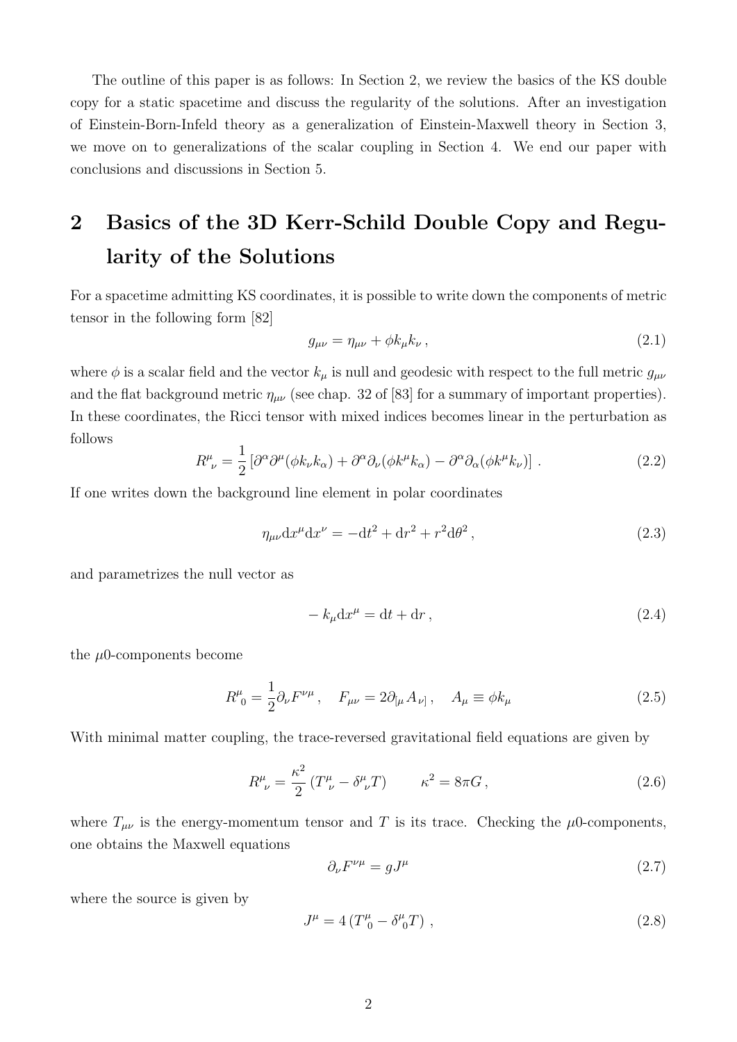The outline of this paper is as follows: In Section 2, we review the basics of the KS double copy for a static spacetime and discuss the regularity of the solutions. After an investigation of Einstein-Born-Infeld theory as a generalization of Einstein-Maxwell theory in Section 3, we move on to generalizations of the scalar coupling in Section 4. We end our paper with conclusions and discussions in Section 5.

# 2 Basics of the 3D Kerr-Schild Double Copy and Regularity of the Solutions

For a spacetime admitting KS coordinates, it is possible to write down the components of metric tensor in the following form [82]

$$g_{\mu\nu} = \eta_{\mu\nu} + \phi k_\mu k_\nu \,, \tag{2.1}$$

where $\phi$ is a scalar field and the vector $k_\mu$ is null and geodesic with respect to the full metric $g_{\mu\nu}$ and the flat background metric $\eta_{\mu\nu}$ (see chap. 32 of [83] for a summary of important properties). In these coordinates, the Ricci tensor with mixed indices becomes linear in the perturbation as follows

$$R^\mu{}_\nu = \frac{1}{2}\left[\partial^\alpha\partial^\mu(\phi k_\nu k_\alpha) + \partial^\alpha\partial_\nu(\phi k^\mu k_\alpha) - \partial^\alpha\partial_\alpha(\phi k^\mu k_\nu)\right] . \tag{2.2}$$

If one writes down the background line element in polar coordinates

$$\eta_{\mu\nu}\mathrm{d}x^\mu \mathrm{d}x^\nu = -\mathrm{d}t^2 + \mathrm{d}r^2 + r^2\mathrm{d}\theta^2 \,, \tag{2.3}$$

and parametrizes the null vector as

$$-\,k_\mu \mathrm{d}x^\mu = \mathrm{d}t + \mathrm{d}r \,, \tag{2.4}$$

the $\mu 0$-components become

$$R^\mu{}_0 = \frac{1}{2}\partial_\nu F^{\nu\mu} \,, \quad F_{\mu\nu} = 2\partial_{[\mu} A_{\nu]} \,, \quad A_\mu \equiv \phi k_\mu \tag{2.5}$$

With minimal matter coupling, the trace-reversed gravitational field equations are given by

$$R^\mu{}_\nu = \frac{\kappa^2}{2}\left(T^\mu{}_\nu - \delta^\mu{}_\nu T\right) \qquad \kappa^2 = 8\pi G \,, \tag{2.6}$$

where $T_{\mu\nu}$ is the energy-momentum tensor and $T$ is its trace. Checking the $\mu 0$-components, one obtains the Maxwell equations

$$\partial_\nu F^{\nu\mu} = g J^\mu \tag{2.7}$$

where the source is given by

$$J^\mu = 4\left(T^\mu{}_0 - \delta^\mu{}_0 T\right) , \tag{2.8}$$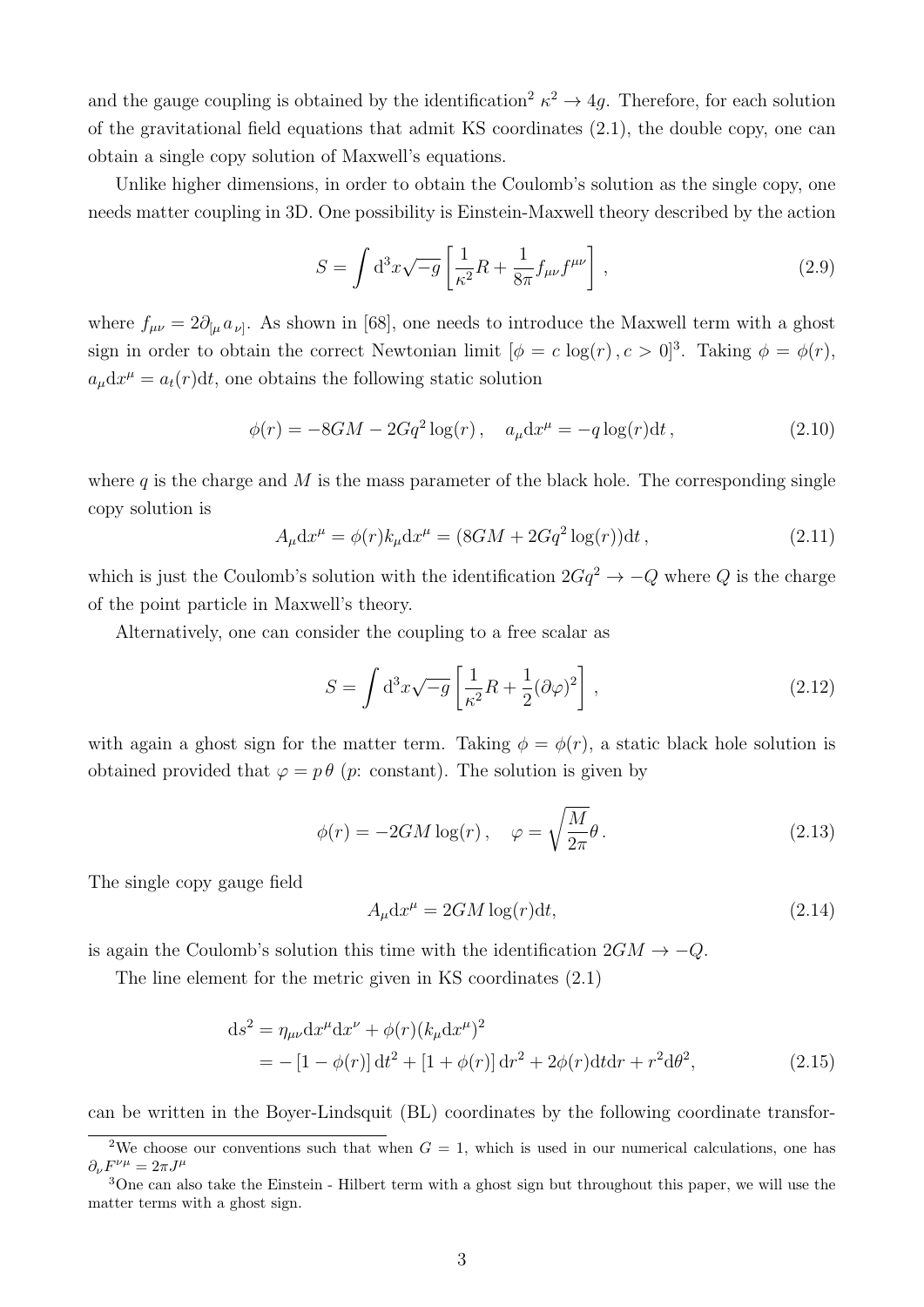and the gauge coupling is obtained by the identification[2] $\kappa^2 \to 4g$. Therefore, for each solution of the gravitational field equations that admit KS coordinates (2.1), the double copy, one can obtain a single copy solution of Maxwell's equations.

Unlike higher dimensions, in order to obtain the Coulomb's solution as the single copy, one needs matter coupling in 3D. One possibility is Einstein-Maxwell theory described by the action

$$S = \int \mathrm{d}^3x \sqrt{-g} \left[ \frac{1}{\kappa^2} R + \frac{1}{8\pi} f_{\mu\nu} f^{\mu\nu} \right] , \tag{2.9}$$

where $f_{\mu\nu} = 2\partial_{[\mu} a_{\nu]}$. As shown in [68], one needs to introduce the Maxwell term with a ghost sign in order to obtain the correct Newtonian limit [$\phi = c \log(r) \,, c > 0$][3]. Taking $\phi = \phi(r)$, $a_\mu \mathrm{d}x^\mu = a_t(r)\mathrm{d}t$, one obtains the following static solution

$$\phi(r) = -8GM - 2Gq^2 \log(r) \,, \quad a_\mu \mathrm{d}x^\mu = -q \log(r) \mathrm{d}t \,, \tag{2.10}$$

where $q$ is the charge and $M$ is the mass parameter of the black hole. The corresponding single copy solution is

$$A_\mu \mathrm{d}x^\mu = \phi(r) k_\mu \mathrm{d}x^\mu = (8GM + 2Gq^2 \log(r)) \mathrm{d}t \,, \tag{2.11}$$

which is just the Coulomb's solution with the identification $2Gq^2 \to -Q$ where $Q$ is the charge of the point particle in Maxwell's theory.

Alternatively, one can consider the coupling to a free scalar as

$$S = \int \mathrm{d}^3x \sqrt{-g} \left[ \frac{1}{\kappa^2} R + \frac{1}{2} (\partial \varphi)^2 \right] , \tag{2.12}$$

with again a ghost sign for the matter term. Taking $\phi = \phi(r)$, a static black hole solution is obtained provided that $\varphi = p\,\theta$ ($p$: constant). The solution is given by

$$\phi(r) = -2GM \log(r) \,, \quad \varphi = \sqrt{\frac{M}{2\pi}} \theta \,. \tag{2.13}$$

The single copy gauge field

$$A_\mu \mathrm{d}x^\mu = 2GM \log(r) \mathrm{d}t, \tag{2.14}$$

is again the Coulomb's solution this time with the identification $2GM \to -Q$.

The line element for the metric given in KS coordinates (2.1)

$$\begin{aligned} \mathrm{d}s^2 &= \eta_{\mu\nu} \mathrm{d}x^\mu \mathrm{d}x^\nu + \phi(r) (k_\mu \mathrm{d}x^\mu)^2 \\ &= -\left[1 - \phi(r)\right] \mathrm{d}t^2 + \left[1 + \phi(r)\right] \mathrm{d}r^2 + 2\phi(r) \mathrm{d}t \mathrm{d}r + r^2 \mathrm{d}\theta^2, \end{aligned} \tag{2.15}$$

can be written in the Boyer-Lindsquit (BL) coordinates by the following coordinate transfor-

---

[2] We choose our conventions such that when $G = 1$, which is used in our numerical calculations, one has $\partial_\nu F^{\nu\mu} = 2\pi J^\mu$

[3] One can also take the Einstein - Hilbert term with a ghost sign but throughout this paper, we will use the matter terms with a ghost sign.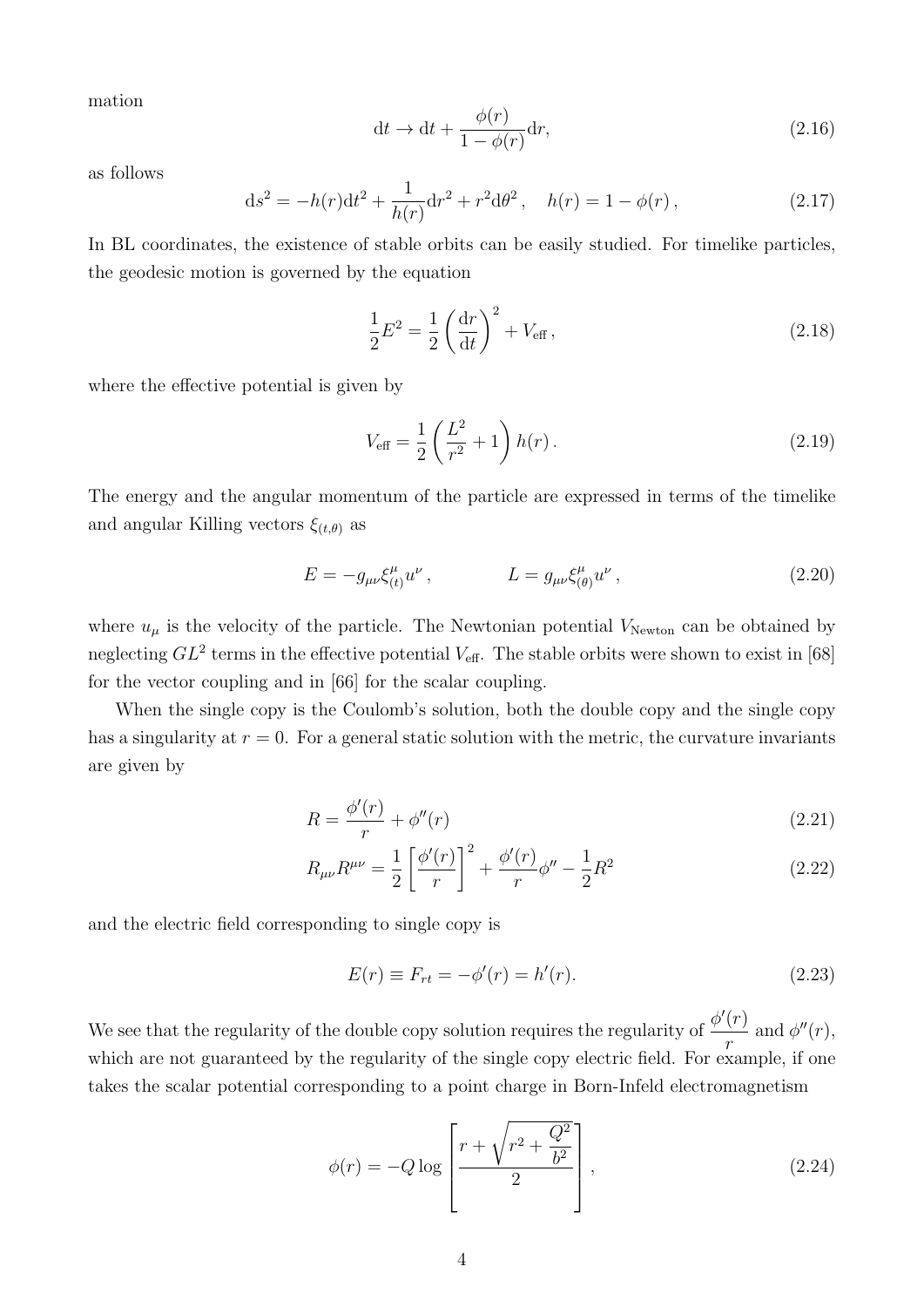mation

$$
\mathrm{d}t \to \mathrm{d}t + \frac{\phi(r)}{1-\phi(r)}\mathrm{d}r, \tag{2.16}
$$

as follows

$$
\mathrm{d}s^2 = -h(r)\mathrm{d}t^2 + \frac{1}{h(r)}\mathrm{d}r^2 + r^2\mathrm{d}\theta^2\,, \quad h(r) = 1-\phi(r)\,, \tag{2.17}
$$

In BL coordinates, the existence of stable orbits can be easily studied. For timelike particles, the geodesic motion is governed by the equation

$$
\frac{1}{2}E^2 = \frac{1}{2}\left(\frac{\mathrm{d}r}{\mathrm{d}t}\right)^2 + V_{\mathrm{eff}}\,, \tag{2.18}
$$

where the effective potential is given by

$$
V_{\mathrm{eff}} = \frac{1}{2}\left(\frac{L^2}{r^2}+1\right)h(r)\,. \tag{2.19}
$$

The energy and the angular momentum of the particle are expressed in terms of the timelike and angular Killing vectors $\xi_{(t,\theta)}$ as

$$
E = -g_{\mu\nu}\xi^{\mu}_{(t)}u^{\nu}\,, \qquad\qquad L = g_{\mu\nu}\xi^{\mu}_{(\theta)}u^{\nu}\,, \tag{2.20}
$$

where $u_\mu$ is the velocity of the particle. The Newtonian potential $V_{\mathrm{Newton}}$ can be obtained by neglecting $GL^2$ terms in the effective potential $V_{\mathrm{eff}}$. The stable orbits were shown to exist in [68] for the vector coupling and in [66] for the scalar coupling.

When the single copy is the Coulomb's solution, both the double copy and the single copy has a singularity at $r=0$. For a general static solution with the metric, the curvature invariants are given by

$$
R = \frac{\phi'(r)}{r} + \phi''(r) \tag{2.21}
$$

$$
R_{\mu\nu}R^{\mu\nu} = \frac{1}{2}\left[\frac{\phi'(r)}{r}\right]^2 + \frac{\phi'(r)}{r}\phi'' - \frac{1}{2}R^2 \tag{2.22}
$$

and the electric field corresponding to single copy is

$$
E(r) \equiv F_{rt} = -\phi'(r) = h'(r). \tag{2.23}
$$

We see that the regularity of the double copy solution requires the regularity of $\dfrac{\phi'(r)}{r}$ and $\phi''(r)$, which are not guaranteed by the regularity of the single copy electric field. For example, if one takes the scalar potential corresponding to a point charge in Born-Infeld electromagnetism

$$
\phi(r) = -Q\log\left[\frac{r+\sqrt{r^2+\dfrac{Q^2}{b^2}}}{2}\right], \tag{2.24}
$$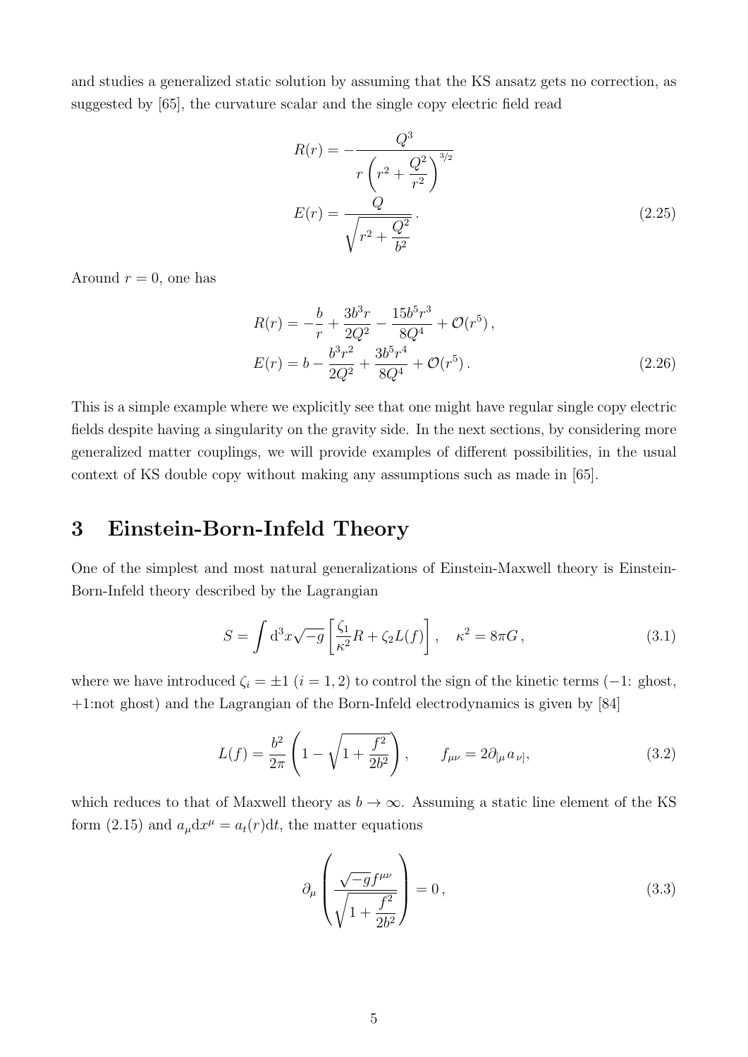and studies a generalized static solution by assuming that the KS ansatz gets no correction, as suggested by [65], the curvature scalar and the single copy electric field read

$$
\begin{aligned}
R(r) &= -\frac{Q^3}{r\left(r^2+\dfrac{Q^2}{r^2}\right)^{3/2}} \\
E(r) &= \frac{Q}{\sqrt{r^2+\dfrac{Q^2}{b^2}}}\,.
\end{aligned}
\tag{2.25}
$$

Around $r=0$, one has

$$
\begin{aligned}
R(r) &= -\frac{b}{r} + \frac{3b^3 r}{2Q^2} - \frac{15b^5 r^3}{8Q^4} + \mathcal{O}(r^5)\,, \\
E(r) &= b - \frac{b^3 r^2}{2Q^2} + \frac{3b^5 r^4}{8Q^4} + \mathcal{O}(r^5)\,.
\end{aligned}
\tag{2.26}
$$

This is a simple example where we explicitly see that one might have regular single copy electric fields despite having a singularity on the gravity side. In the next sections, by considering more generalized matter couplings, we will provide examples of different possibilities, in the usual context of KS double copy without making any assumptions such as made in [65].

# 3 Einstein-Born-Infeld Theory

One of the simplest and most natural generalizations of Einstein-Maxwell theory is Einstein-Born-Infeld theory described by the Lagrangian

$$
S = \int \mathrm{d}^3x\sqrt{-g}\left[\frac{\zeta_1}{\kappa^2}R + \zeta_2 L(f)\right], \quad \kappa^2 = 8\pi G\,,
\tag{3.1}
$$

where we have introduced $\zeta_i = \pm 1$ $(i=1,2)$ to control the sign of the kinetic terms ($-1$: ghost, $+1$:not ghost) and the Lagrangian of the Born-Infeld electrodynamics is given by [84]

$$
L(f) = \frac{b^2}{2\pi}\left(1-\sqrt{1+\frac{f^2}{2b^2}}\right), \qquad f_{\mu\nu} = 2\partial_{[\mu}a_{\nu]},
\tag{3.2}
$$

which reduces to that of Maxwell theory as $b\to\infty$. Assuming a static line element of the KS form (2.15) and $a_\mu \mathrm{d}x^\mu = a_t(r)\mathrm{d}t$, the matter equations

$$
\partial_\mu\left(\frac{\sqrt{-g}f^{\mu\nu}}{\sqrt{1+\dfrac{f^2}{2b^2}}}\right) = 0\,,
\tag{3.3}
$$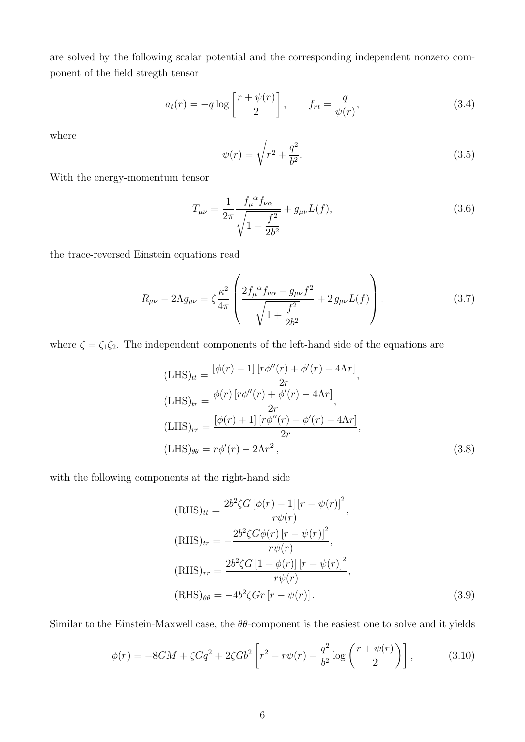are solved by the following scalar potential and the corresponding independent nonzero component of the field stregth tensor

$$
a_t(r) = -q \log\left[\frac{r + \psi(r)}{2}\right], \qquad f_{rt} = \frac{q}{\psi(r)}, \tag{3.4}
$$

where

$$
\psi(r) = \sqrt{r^2 + \frac{q^2}{b^2}}. \tag{3.5}
$$

With the energy-momentum tensor

$$
T_{\mu\nu} = \frac{1}{2\pi} \frac{f_\mu{}^\alpha f_{\nu\alpha}}{\sqrt{1 + \dfrac{f^2}{2b^2}}} + g_{\mu\nu} L(f), \tag{3.6}
$$

the trace-reversed Einstein equations read

$$
R_{\mu\nu} - 2\Lambda g_{\mu\nu} = \zeta \frac{\kappa^2}{4\pi} \left( \frac{2 f_\mu{}^\alpha f_{v\alpha} - g_{\mu\nu} f^2}{\sqrt{1 + \dfrac{f^2}{2b^2}}} + 2\, g_{\mu\nu} L(f) \right), \tag{3.7}
$$

where $\zeta = \zeta_1 \zeta_2$. The independent components of the left-hand side of the equations are

$$
\begin{aligned}
(\mathrm{LHS})_{tt} &= \frac{[\phi(r) - 1]\,[r\phi''(r) + \phi'(r) - 4\Lambda r]}{2r}, \\
(\mathrm{LHS})_{tr} &= \frac{\phi(r)\,[r\phi''(r) + \phi'(r) - 4\Lambda r]}{2r}, \\
(\mathrm{LHS})_{rr} &= \frac{[\phi(r) + 1]\,[r\phi''(r) + \phi'(r) - 4\Lambda r]}{2r}, \\
(\mathrm{LHS})_{\theta\theta} &= r\phi'(r) - 2\Lambda r^2\,,
\end{aligned} \tag{3.8}
$$

with the following components at the right-hand side

$$
\begin{aligned}
(\mathrm{RHS})_{tt} &= \frac{2b^2 \zeta G\,[\phi(r) - 1]\,[r - \psi(r)]^2}{r\psi(r)}, \\
(\mathrm{RHS})_{tr} &= -\frac{2b^2 \zeta G \phi(r)\,[r - \psi(r)]^2}{r\psi(r)}, \\
(\mathrm{RHS})_{rr} &= \frac{2b^2 \zeta G\,[1 + \phi(r)]\,[r - \psi(r)]^2}{r\psi(r)}, \\
(\mathrm{RHS})_{\theta\theta} &= -4b^2 \zeta G r\,[r - \psi(r)]\,.
\end{aligned} \tag{3.9}
$$

Similar to the Einstein-Maxwell case, the $\theta\theta$-component is the easiest one to solve and it yields

$$
\phi(r) = -8GM + \zeta G q^2 + 2\zeta G b^2 \left[ r^2 - r\psi(r) - \frac{q^2}{b^2} \log\left( \frac{r + \psi(r)}{2} \right) \right], \tag{3.10}
$$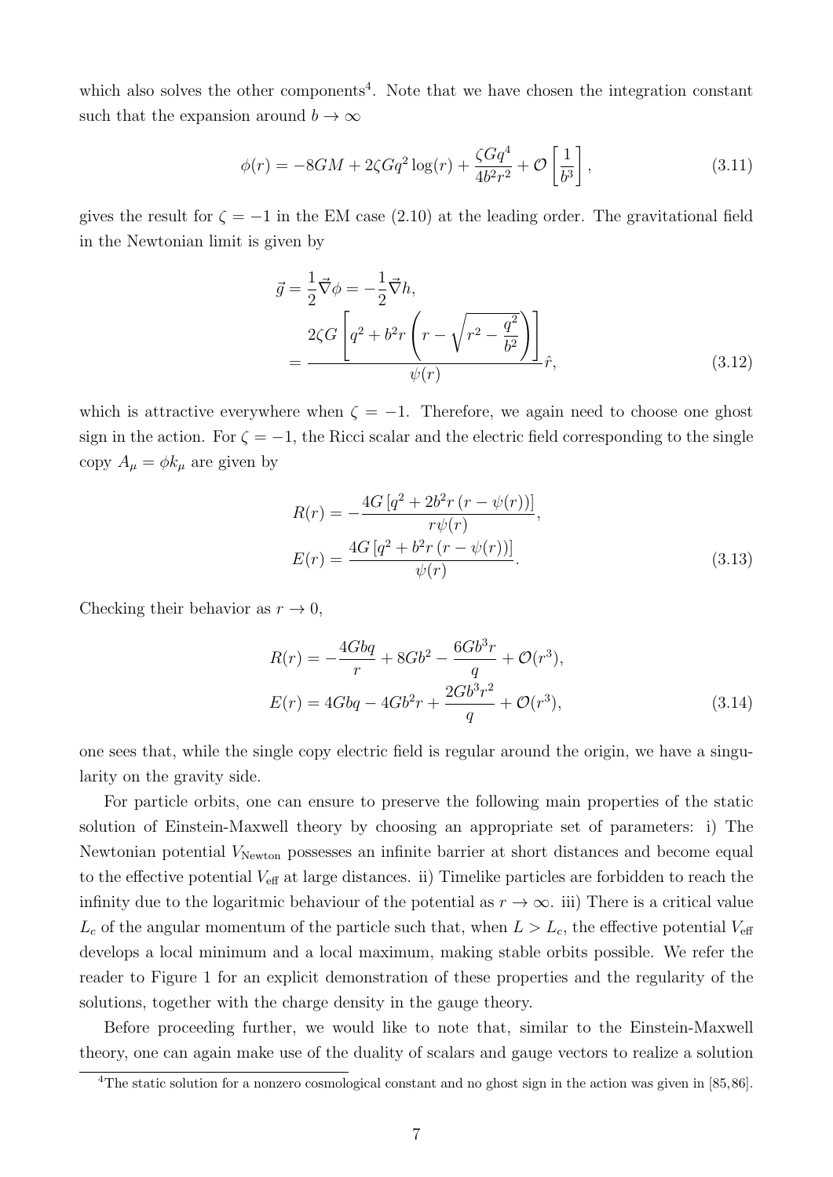which also solves the other components[4]. Note that we have chosen the integration constant such that the expansion around $b \to \infty$

$$
\phi(r) = -8GM + 2\zeta G q^2 \log(r) + \frac{\zeta G q^4}{4b^2 r^2} + \mathcal{O}\left[\frac{1}{b^3}\right], \tag{3.11}
$$

gives the result for $\zeta = -1$ in the EM case (2.10) at the leading order. The gravitational field in the Newtonian limit is given by

$$
\begin{aligned}
\vec{g} &= \frac{1}{2}\vec{\nabla}\phi = -\frac{1}{2}\vec{\nabla}h, \\
&= \frac{2\zeta G\left[q^2 + b^2 r\left(r - \sqrt{r^2 - \dfrac{q^2}{b^2}}\right)\right]}{\psi(r)}\hat{r},
\end{aligned} \tag{3.12}
$$

which is attractive everywhere when $\zeta = -1$. Therefore, we again need to choose one ghost sign in the action. For $\zeta = -1$, the Ricci scalar and the electric field corresponding to the single copy $A_\mu = \phi k_\mu$ are given by

$$
\begin{aligned}
R(r) &= -\frac{4G\left[q^2 + 2b^2 r\left(r - \psi(r)\right)\right]}{r\psi(r)}, \\
E(r) &= \frac{4G\left[q^2 + b^2 r\left(r - \psi(r)\right)\right]}{\psi(r)}.
\end{aligned} \tag{3.13}
$$

Checking their behavior as $r \to 0$,

$$
\begin{aligned}
R(r) &= -\frac{4Gbq}{r} + 8Gb^2 - \frac{6Gb^3 r}{q} + \mathcal{O}(r^3), \\
E(r) &= 4Gbq - 4Gb^2 r + \frac{2Gb^3 r^2}{q} + \mathcal{O}(r^3),
\end{aligned} \tag{3.14}
$$

one sees that, while the single copy electric field is regular around the origin, we have a singularity on the gravity side.

For particle orbits, one can ensure to preserve the following main properties of the static solution of Einstein-Maxwell theory by choosing an appropriate set of parameters: i) The Newtonian potential $V_{\text{Newton}}$ possesses an infinite barrier at short distances and become equal to the effective potential $V_{\text{eff}}$ at large distances. ii) Timelike particles are forbidden to reach the infinity due to the logaritmic behaviour of the potential as $r \to \infty$. iii) There is a critical value $L_c$ of the angular momentum of the particle such that, when $L > L_c$, the effective potential $V_{\text{eff}}$ develops a local minimum and a local maximum, making stable orbits possible. We refer the reader to Figure 1 for an explicit demonstration of these properties and the regularity of the solutions, together with the charge density in the gauge theory.

Before proceeding further, we would like to note that, similar to the Einstein-Maxwell theory, one can again make use of the duality of scalars and gauge vectors to realize a solution

[4] The static solution for a nonzero cosmological constant and no ghost sign in the action was given in [85,86].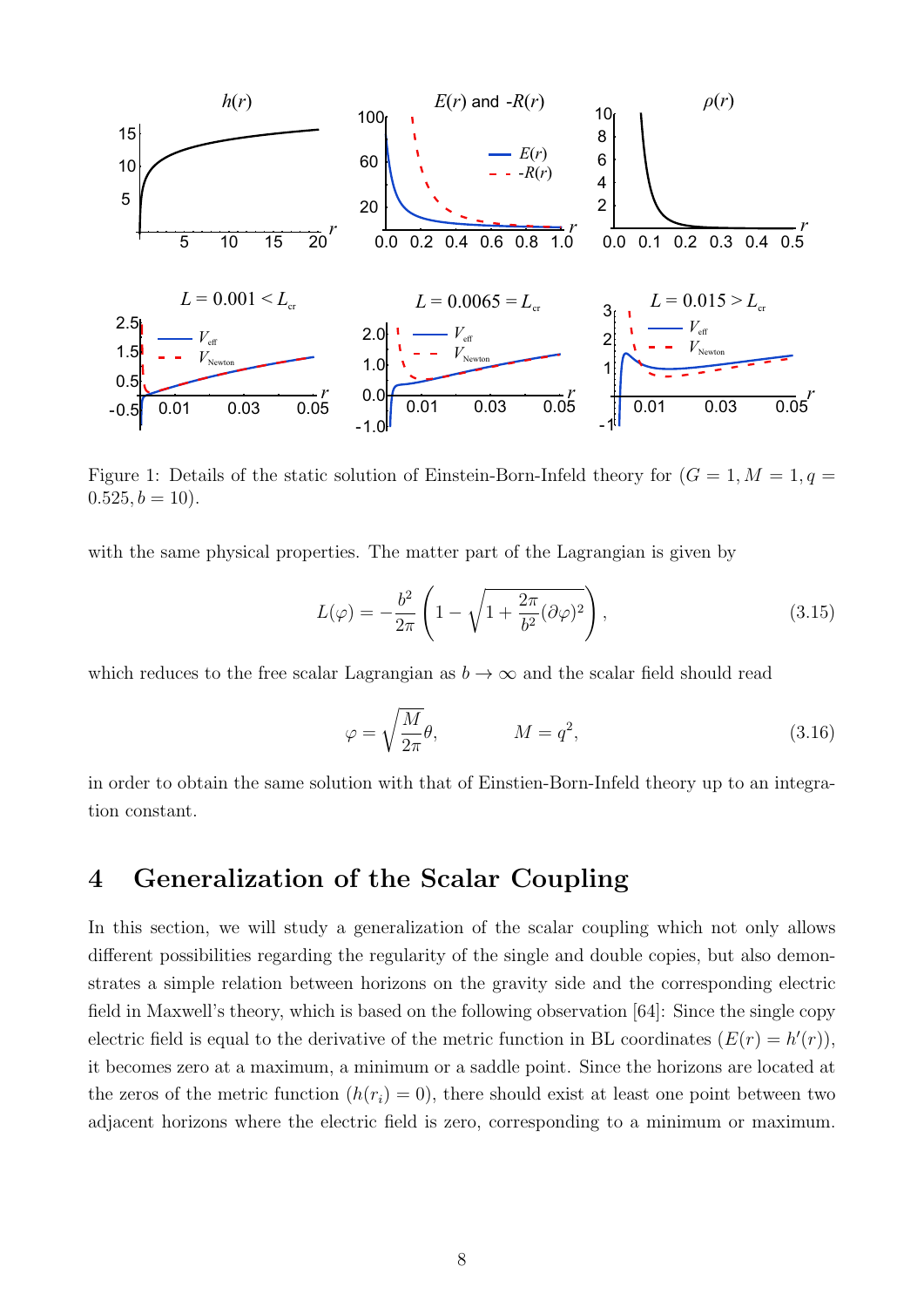Figure 1: Details of the static solution of Einstein-Born-Infeld theory for $(G = 1, M = 1, q = 0.525, b = 10)$.

with the same physical properties. The matter part of the Lagrangian is given by

$$L(\varphi) = -\frac{b^2}{2\pi}\left(1 - \sqrt{1 + \frac{2\pi}{b^2}(\partial\varphi)^2}\right), \tag{3.15}$$

which reduces to the free scalar Lagrangian as $b \to \infty$ and the scalar field should read

$$\varphi = \sqrt{\frac{M}{2\pi}}\theta, \qquad M = q^2, \tag{3.16}$$

in order to obtain the same solution with that of Einstien-Born-Infeld theory up to an integration constant.

# 4 Generalization of the Scalar Coupling

In this section, we will study a generalization of the scalar coupling which not only allows different possibilities regarding the regularity of the single and double copies, but also demonstrates a simple relation between horizons on the gravity side and the corresponding electric field in Maxwell's theory, which is based on the following observation [64]: Since the single copy electric field is equal to the derivative of the metric function in BL coordinates ($E(r) = h'(r)$), it becomes zero at a maximum, a minimum or a saddle point. Since the horizons are located at the zeros of the metric function ($h(r_i) = 0$), there should exist at least one point between two adjacent horizons where the electric field is zero, corresponding to a minimum or maximum.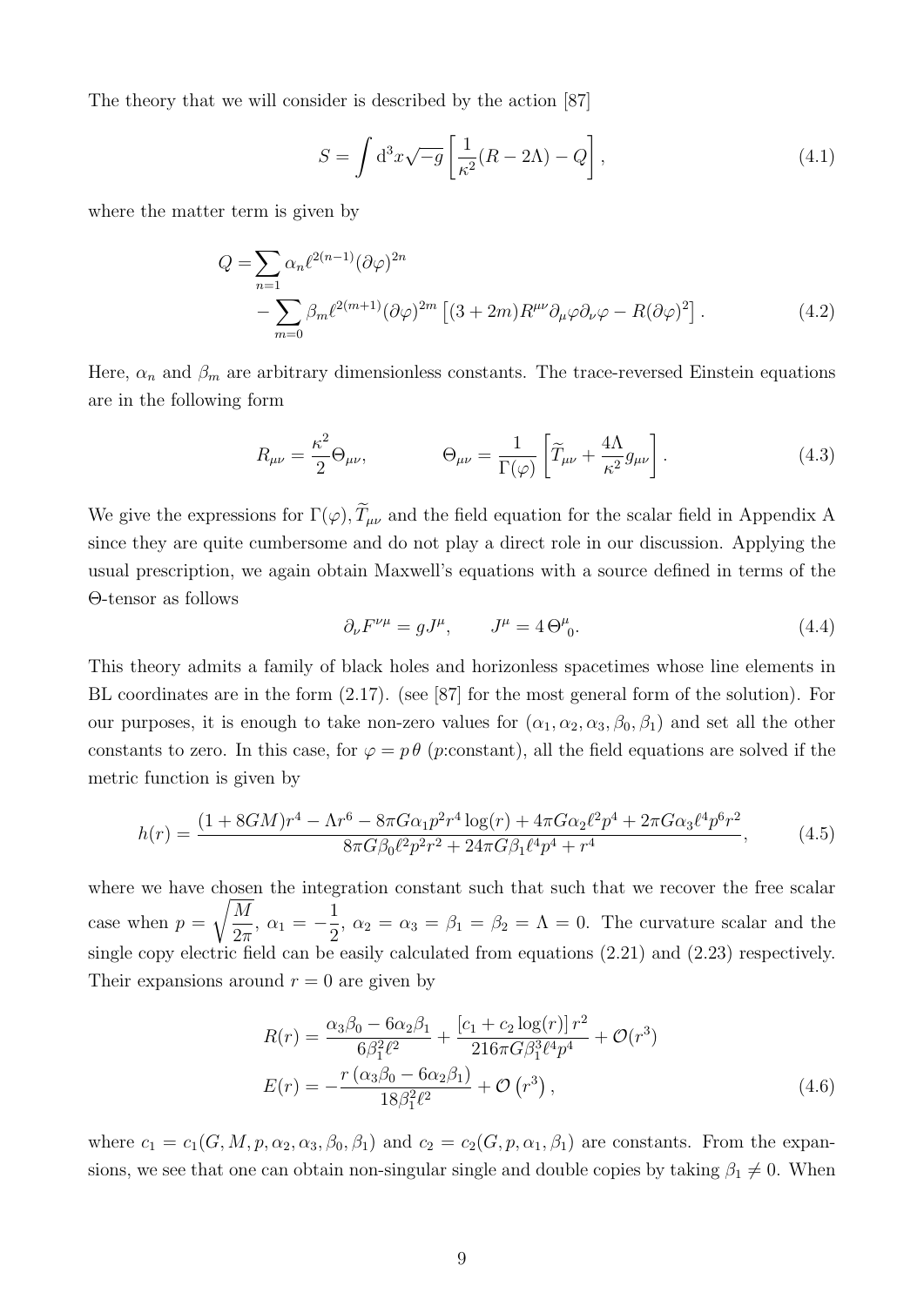The theory that we will consider is described by the action [87]

$$S = \int \mathrm{d}^3x \sqrt{-g} \left[ \frac{1}{\kappa^2}(R - 2\Lambda) - Q \right], \tag{4.1}$$

where the matter term is given by

$$\begin{aligned} Q = & \sum_{n=1} \alpha_n \ell^{2(n-1)} (\partial\varphi)^{2n} \\ & - \sum_{m=0} \beta_m \ell^{2(m+1)} (\partial\varphi)^{2m} \left[ (3+2m) R^{\mu\nu} \partial_\mu \varphi \partial_\nu \varphi - R (\partial\varphi)^2 \right]. \end{aligned} \tag{4.2}$$

Here, $\alpha_n$ and $\beta_m$ are arbitrary dimensionless constants. The trace-reversed Einstein equations are in the following form

$$R_{\mu\nu} = \frac{\kappa^2}{2} \Theta_{\mu\nu}, \qquad \Theta_{\mu\nu} = \frac{1}{\Gamma(\varphi)} \left[ \widetilde{T}_{\mu\nu} + \frac{4\Lambda}{\kappa^2} g_{\mu\nu} \right]. \tag{4.3}$$

We give the expressions for $\Gamma(\varphi), \widetilde{T}_{\mu\nu}$ and the field equation for the scalar field in Appendix A since they are quite cumbersome and do not play a direct role in our discussion. Applying the usual prescription, we again obtain Maxwell's equations with a source defined in terms of the $\Theta$-tensor as follows

$$\partial_\nu F^{\nu\mu} = g J^\mu, \qquad J^\mu = 4\, \Theta^\mu{}_0. \tag{4.4}$$

This theory admits a family of black holes and horizonless spacetimes whose line elements in BL coordinates are in the form (2.17). (see [87] for the most general form of the solution). For our purposes, it is enough to take non-zero values for $(\alpha_1, \alpha_2, \alpha_3, \beta_0, \beta_1)$ and set all the other constants to zero. In this case, for $\varphi = p\,\theta$ ($p$:constant), all the field equations are solved if the metric function is given by

$$h(r) = \frac{(1+8GM)r^4 - \Lambda r^6 - 8\pi G \alpha_1 p^2 r^4 \log(r) + 4\pi G \alpha_2 \ell^2 p^4 + 2\pi G \alpha_3 \ell^4 p^6 r^2}{8\pi G \beta_0 \ell^2 p^2 r^2 + 24\pi G \beta_1 \ell^4 p^4 + r^4}, \tag{4.5}$$

where we have chosen the integration constant such that such that we recover the free scalar case when $p = \sqrt{\dfrac{M}{2\pi}}$, $\alpha_1 = -\dfrac{1}{2}$, $\alpha_2 = \alpha_3 = \beta_1 = \beta_2 = \Lambda = 0$. The curvature scalar and the single copy electric field can be easily calculated from equations (2.21) and (2.23) respectively. Their expansions around $r = 0$ are given by

$$\begin{aligned} R(r) &= \frac{\alpha_3 \beta_0 - 6\alpha_2 \beta_1}{6\beta_1^2 \ell^2} + \frac{[c_1 + c_2 \log(r)]\, r^2}{216\pi G \beta_1^3 \ell^4 p^4} + \mathcal{O}(r^3) \\ E(r) &= -\frac{r\,(\alpha_3 \beta_0 - 6\alpha_2 \beta_1)}{18\beta_1^2 \ell^2} + \mathcal{O}\left(r^3\right), \end{aligned} \tag{4.6}$$

where $c_1 = c_1(G, M, p, \alpha_2, \alpha_3, \beta_0, \beta_1)$ and $c_2 = c_2(G, p, \alpha_1, \beta_1)$ are constants. From the expansions, we see that one can obtain non-singular single and double copies by taking $\beta_1 \neq 0$. When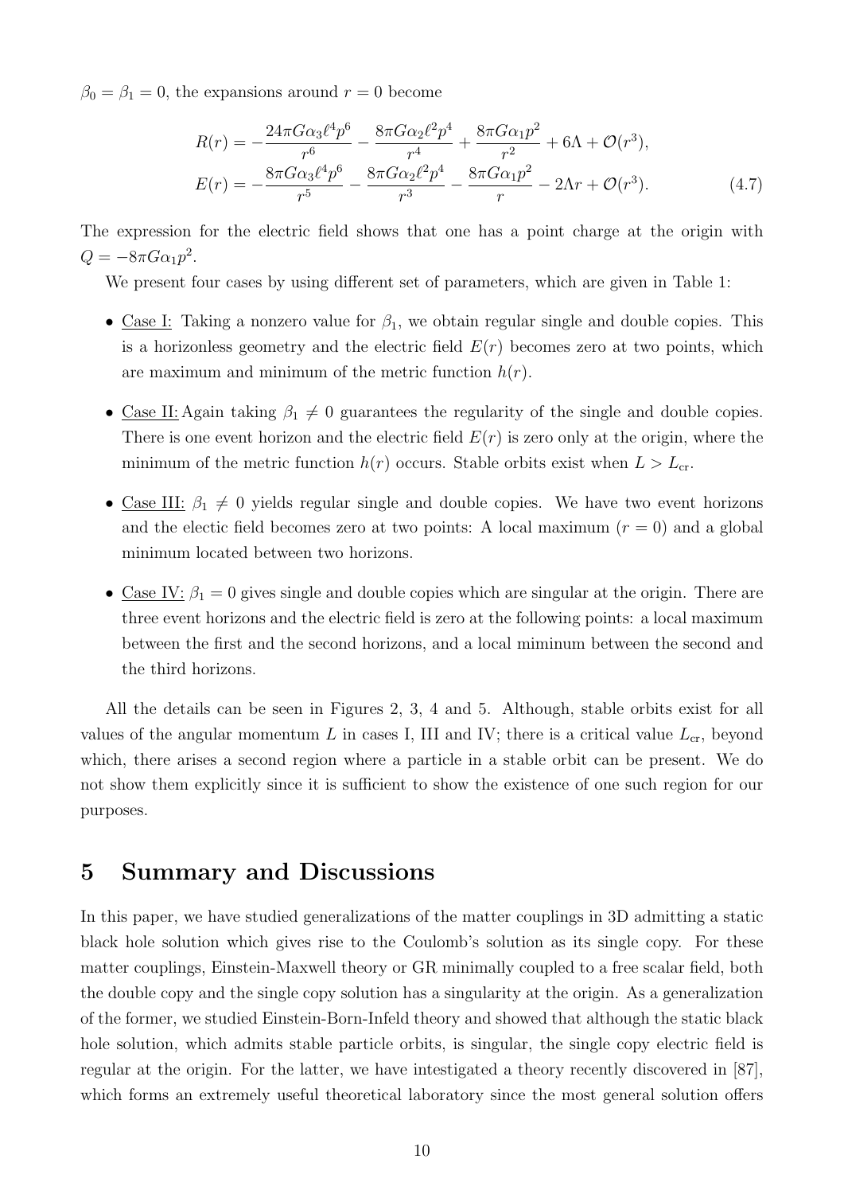$\beta_0 = \beta_1 = 0$, the expansions around $r = 0$ become

$$
\begin{aligned}
R(r) &= -\frac{24\pi G\alpha_3 \ell^4 p^6}{r^6} - \frac{8\pi G\alpha_2 \ell^2 p^4}{r^4} + \frac{8\pi G\alpha_1 p^2}{r^2} + 6\Lambda + \mathcal{O}(r^3), \\
E(r) &= -\frac{8\pi G\alpha_3 \ell^4 p^6}{r^5} - \frac{8\pi G\alpha_2 \ell^2 p^4}{r^3} - \frac{8\pi G\alpha_1 p^2}{r} - 2\Lambda r + \mathcal{O}(r^3).
\end{aligned}
\tag{4.7}
$$

The expression for the electric field shows that one has a point charge at the origin with $Q = -8\pi G\alpha_1 p^2$.

We present four cases by using different set of parameters, which are given in Table 1:

- Case I: Taking a nonzero value for $\beta_1$, we obtain regular single and double copies. This is a horizonless geometry and the electric field $E(r)$ becomes zero at two points, which are maximum and minimum of the metric function $h(r)$.
- Case II: Again taking $\beta_1 \neq 0$ guarantees the regularity of the single and double copies. There is one event horizon and the electric field $E(r)$ is zero only at the origin, where the minimum of the metric function $h(r)$ occurs. Stable orbits exist when $L > L_{\rm cr}$.
- Case III: $\beta_1 \neq 0$ yields regular single and double copies. We have two event horizons and the electic field becomes zero at two points: A local maximum ($r = 0$) and a global minimum located between two horizons.
- Case IV: $\beta_1 = 0$ gives single and double copies which are singular at the origin. There are three event horizons and the electric field is zero at the following points: a local maximum between the first and the second horizons, and a local miminum between the second and the third horizons.

All the details can be seen in Figures 2, 3, 4 and 5. Although, stable orbits exist for all values of the angular momentum $L$ in cases I, III and IV; there is a critical value $L_{\rm cr}$, beyond which, there arises a second region where a particle in a stable orbit can be present. We do not show them explicitly since it is sufficient to show the existence of one such region for our purposes.

## 5 Summary and Discussions

In this paper, we have studied generalizations of the matter couplings in 3D admitting a static black hole solution which gives rise to the Coulomb's solution as its single copy. For these matter couplings, Einstein-Maxwell theory or GR minimally coupled to a free scalar field, both the double copy and the single copy solution has a singularity at the origin. As a generalization of the former, we studied Einstein-Born-Infeld theory and showed that although the static black hole solution, which admits stable particle orbits, is singular, the single copy electric field is regular at the origin. For the latter, we have intestigated a theory recently discovered in [87], which forms an extremely useful theoretical laboratory since the most general solution offers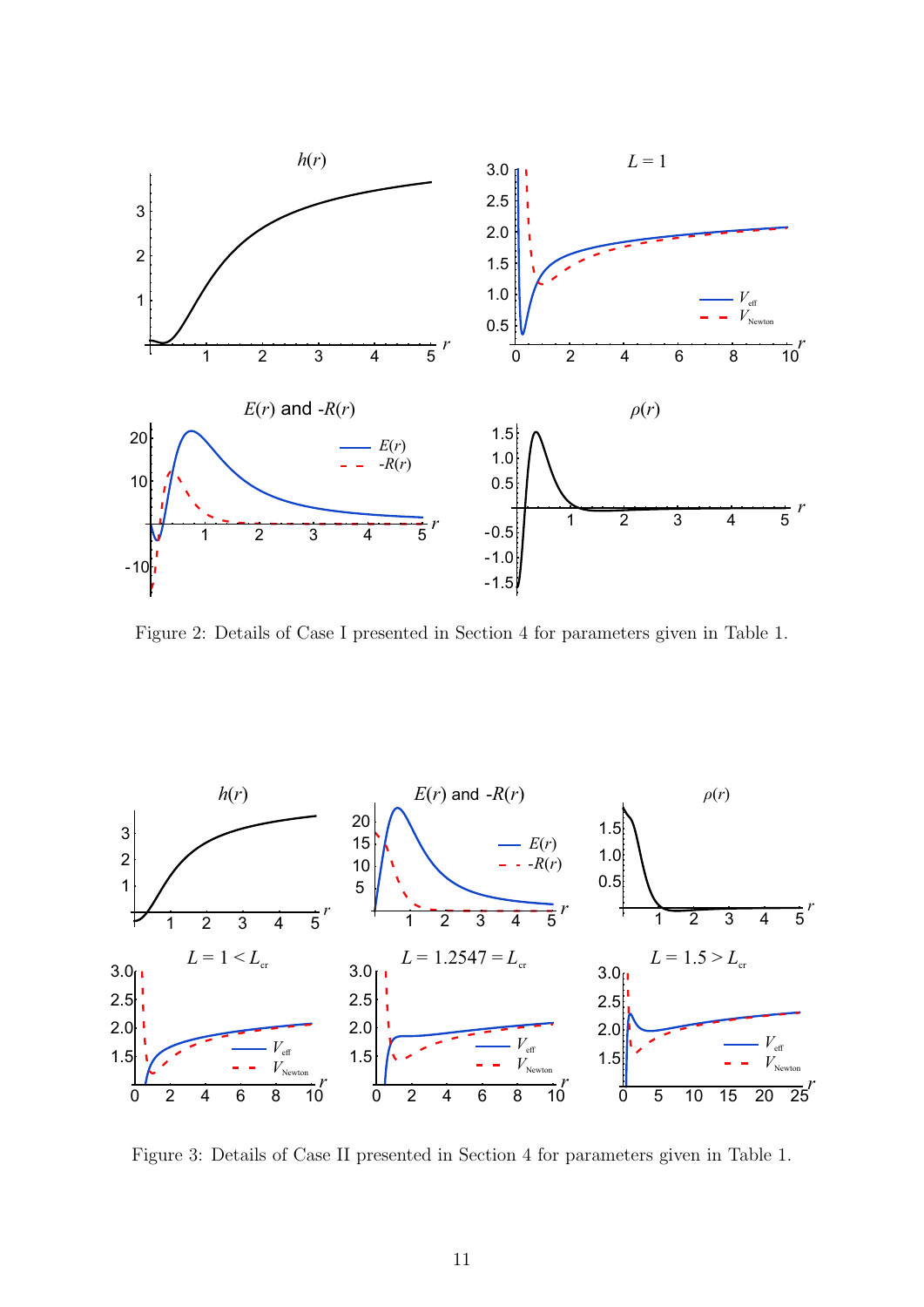Figure 2: Details of Case I presented in Section 4 for parameters given in Table 1.

Figure 3: Details of Case II presented in Section 4 for parameters given in Table 1.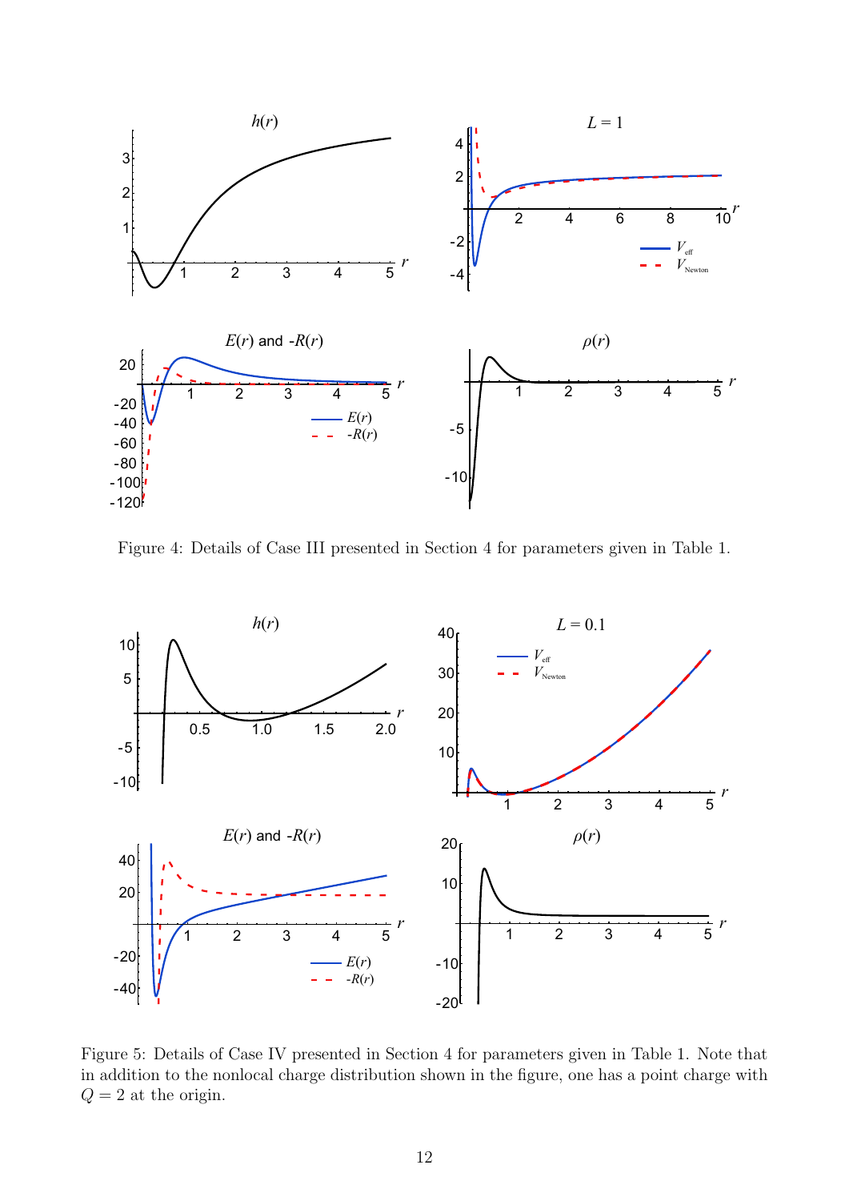Figure 4: Details of Case III presented in Section 4 for parameters given in Table 1.

Figure 5: Details of Case IV presented in Section 4 for parameters given in Table 1. Note that in addition to the nonlocal charge distribution shown in the figure, one has a point charge with $Q = 2$ at the origin.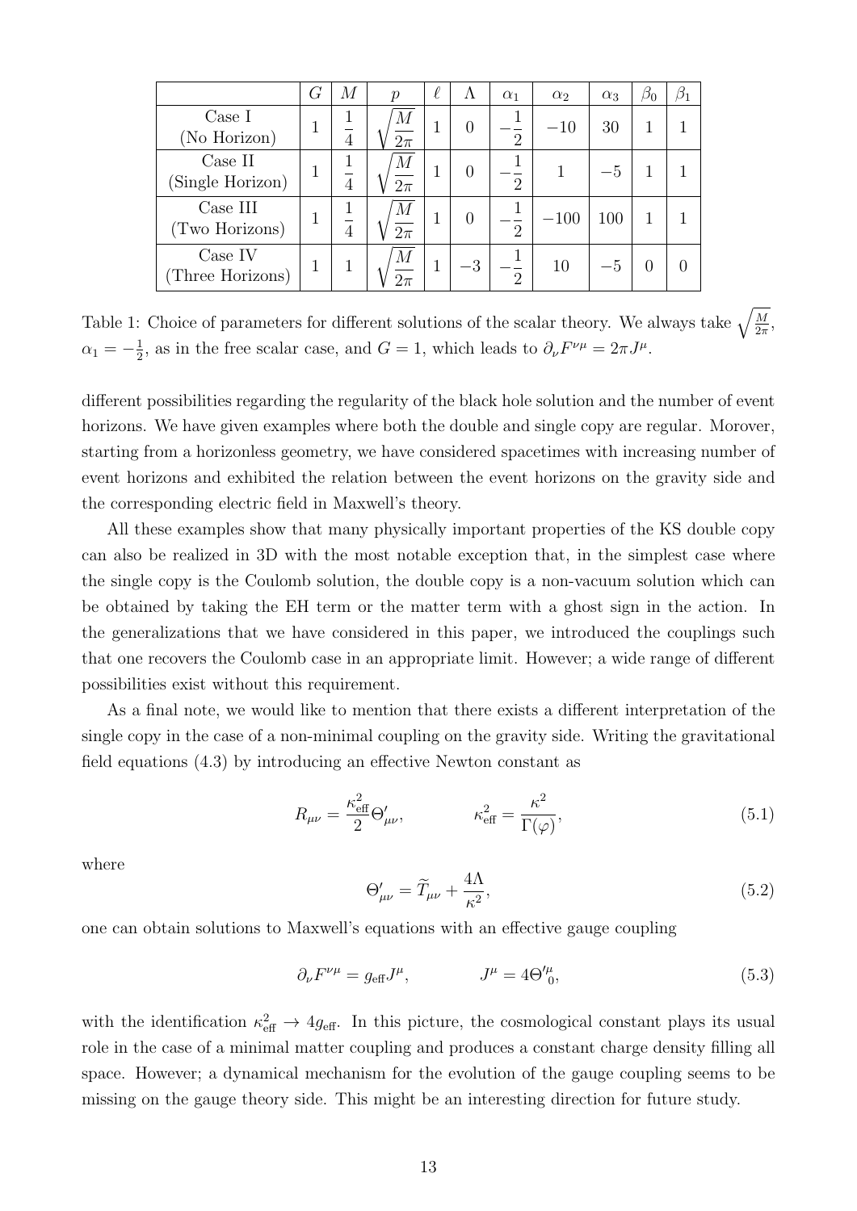| | $G$ | $M$ | $p$ | $\ell$ | $\Lambda$ | $\alpha_1$ | $\alpha_2$ | $\alpha_3$ | $\beta_0$ | $\beta_1$ |
|---|---|---|---|---|---|---|---|---|---|---|
| Case I (No Horizon) | 1 | $\frac{1}{4}$ | $\sqrt{\frac{M}{2\pi}}$ | 1 | 0 | $-\frac{1}{2}$ | $-10$ | 30 | 1 | 1 |
| Case II (Single Horizon) | 1 | $\frac{1}{4}$ | $\sqrt{\frac{M}{2\pi}}$ | 1 | 0 | $-\frac{1}{2}$ | 1 | $-5$ | 1 | 1 |
| Case III (Two Horizons) | 1 | $\frac{1}{4}$ | $\sqrt{\frac{M}{2\pi}}$ | 1 | 0 | $-\frac{1}{2}$ | $-100$ | 100 | 1 | 1 |
| Case IV (Three Horizons) | 1 | 1 | $\sqrt{\frac{M}{2\pi}}$ | 1 | $-3$ | $-\frac{1}{2}$ | 10 | $-5$ | 0 | 0 |

Table 1: Choice of parameters for different solutions of the scalar theory. We always take $\sqrt{\frac{M}{2\pi}}$, $\alpha_1 = -\frac{1}{2}$, as in the free scalar case, and $G = 1$, which leads to $\partial_\nu F^{\nu\mu} = 2\pi J^\mu$.

different possibilities regarding the regularity of the black hole solution and the number of event horizons. We have given examples where both the double and single copy are regular. Morover, starting from a horizonless geometry, we have considered spacetimes with increasing number of event horizons and exhibited the relation between the event horizons on the gravity side and the corresponding electric field in Maxwell's theory.

All these examples show that many physically important properties of the KS double copy can also be realized in 3D with the most notable exception that, in the simplest case where the single copy is the Coulomb solution, the double copy is a non-vacuum solution which can be obtained by taking the EH term or the matter term with a ghost sign in the action. In the generalizations that we have considered in this paper, we introduced the couplings such that one recovers the Coulomb case in an appropriate limit. However; a wide range of different possibilities exist without this requirement.

As a final note, we would like to mention that there exists a different interpretation of the single copy in the case of a non-minimal coupling on the gravity side. Writing the gravitational field equations (4.3) by introducing an effective Newton constant as

$$R_{\mu\nu} = \frac{\kappa_{\text{eff}}^2}{2}\Theta'_{\mu\nu}, \qquad \kappa_{\text{eff}}^2 = \frac{\kappa^2}{\Gamma(\varphi)}, \tag{5.1}$$

where

$$\Theta'_{\mu\nu} = \widetilde{T}_{\mu\nu} + \frac{4\Lambda}{\kappa^2}, \tag{5.2}$$

one can obtain solutions to Maxwell's equations with an effective gauge coupling

$$\partial_\nu F^{\nu\mu} = g_{\text{eff}} J^\mu, \qquad J^\mu = 4\Theta'^{\mu}_{\ 0}, \tag{5.3}$$

with the identification $\kappa_{\text{eff}}^2 \to 4g_{\text{eff}}$. In this picture, the cosmological constant plays its usual role in the case of a minimal matter coupling and produces a constant charge density filling all space. However; a dynamical mechanism for the evolution of the gauge coupling seems to be missing on the gauge theory side. This might be an interesting direction for future study.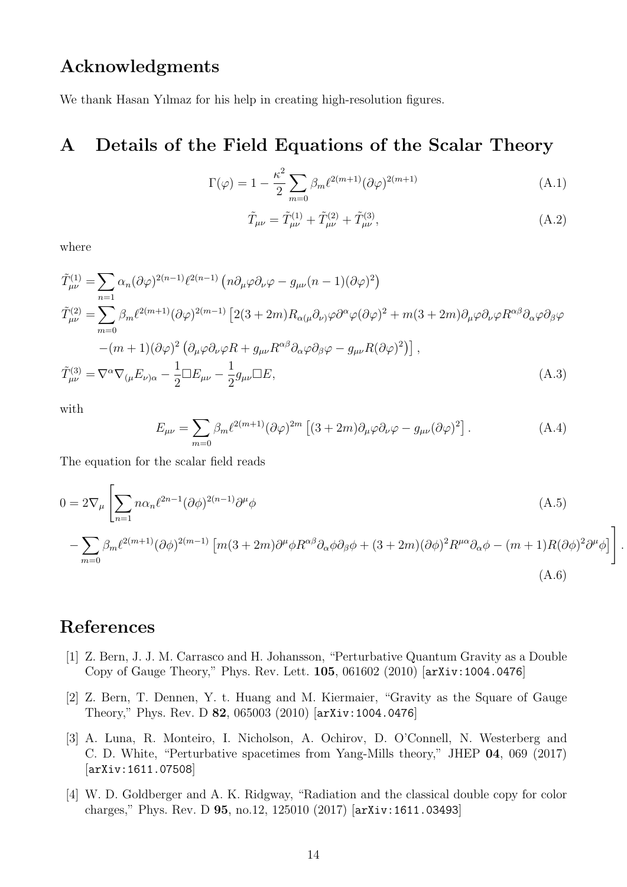## Acknowledgments

We thank Hasan Yılmaz for his help in creating high-resolution figures.

# A Details of the Field Equations of the Scalar Theory

$$\Gamma(\varphi) = 1 - \frac{\kappa^2}{2} \sum_{m=0} \beta_m \ell^{2(m+1)} (\partial\varphi)^{2(m+1)} \tag{A.1}$$

$$\tilde{T}_{\mu\nu} = \tilde{T}^{(1)}_{\mu\nu} + \tilde{T}^{(2)}_{\mu\nu} + \tilde{T}^{(3)}_{\mu\nu}, \tag{A.2}$$

where

$$\begin{aligned}
\tilde{T}^{(1)}_{\mu\nu} =& \sum_{n=1} \alpha_n (\partial\varphi)^{2(n-1)} \ell^{2(n-1)} \left( n \partial_\mu \varphi \partial_\nu \varphi - g_{\mu\nu}(n-1)(\partial\varphi)^2 \right) \\
\tilde{T}^{(2)}_{\mu\nu} =& \sum_{m=0} \beta_m \ell^{2(m+1)} (\partial\varphi)^{2(m-1)} \left[ 2(3+2m) R_{\alpha(\mu}\partial_{\nu)}\varphi \partial^\alpha \varphi (\partial\varphi)^2 + m(3+2m) \partial_\mu\varphi\partial_\nu\varphi R^{\alpha\beta}\partial_\alpha\varphi\partial_\beta\varphi \right. \\
& \left. -(m+1)(\partial\varphi)^2 \left( \partial_\mu\varphi\partial_\nu\varphi R + g_{\mu\nu} R^{\alpha\beta}\partial_\alpha\varphi\partial_\beta\varphi - g_{\mu\nu} R (\partial\varphi)^2 \right) \right], \\
\tilde{T}^{(3)}_{\mu\nu} =& \nabla^\alpha \nabla_{(\mu} E_{\nu)\alpha} - \frac{1}{2} \Box E_{\mu\nu} - \frac{1}{2} g_{\mu\nu} \Box E,
\end{aligned} \tag{A.3}$$

with

$$E_{\mu\nu} = \sum_{m=0} \beta_m \ell^{2(m+1)} (\partial\varphi)^{2m} \left[ (3+2m) \partial_\mu\varphi\partial_\nu\varphi - g_{\mu\nu}(\partial\varphi)^2 \right]. \tag{A.4}$$

The equation for the scalar field reads

$$0 = 2\nabla_\mu \left[ \sum_{n=1} n \alpha_n \ell^{2n-1} (\partial\phi)^{2(n-1)} \partial^\mu \phi \right. \tag{A.5}$$

$$\left. - \sum_{m=0} \beta_m \ell^{2(m+1)} (\partial\phi)^{2(m-1)} \left[ m(3+2m) \partial^\mu\phi R^{\alpha\beta}\partial_\alpha\phi\partial_\beta\phi + (3+2m)(\partial\phi)^2 R^{\mu\alpha}\partial_\alpha\phi - (m+1) R (\partial\phi)^2 \partial^\mu \phi \right] \right]. \tag{A.6}$$

# References

[1] Z. Bern, J. J. M. Carrasco and H. Johansson, "Perturbative Quantum Gravity as a Double Copy of Gauge Theory," Phys. Rev. Lett. **105**, 061602 (2010) [arXiv:1004.0476]

[2] Z. Bern, T. Dennen, Y. t. Huang and M. Kiermaier, "Gravity as the Square of Gauge Theory," Phys. Rev. D **82**, 065003 (2010) [arXiv:1004.0476]

[3] A. Luna, R. Monteiro, I. Nicholson, A. Ochirov, D. O'Connell, N. Westerberg and C. D. White, "Perturbative spacetimes from Yang-Mills theory," JHEP **04**, 069 (2017) [arXiv:1611.07508]

[4] W. D. Goldberger and A. K. Ridgway, "Radiation and the classical double copy for color charges," Phys. Rev. D **95**, no.12, 125010 (2017) [arXiv:1611.03493]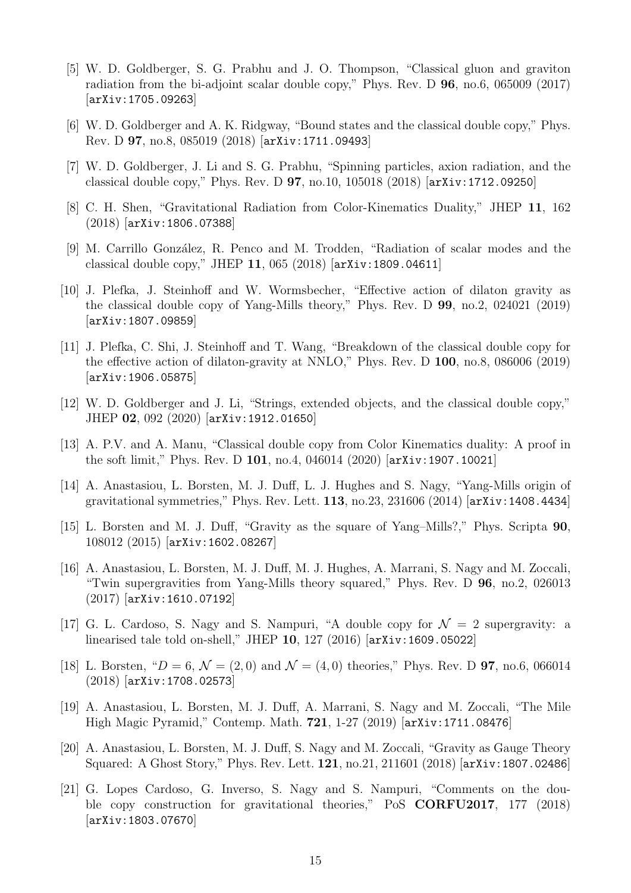[5] W. D. Goldberger, S. G. Prabhu and J. O. Thompson, "Classical gluon and graviton radiation from the bi-adjoint scalar double copy," Phys. Rev. D **96**, no.6, 065009 (2017) [arXiv:1705.09263]

[6] W. D. Goldberger and A. K. Ridgway, "Bound states and the classical double copy," Phys. Rev. D **97**, no.8, 085019 (2018) [arXiv:1711.09493]

[7] W. D. Goldberger, J. Li and S. G. Prabhu, "Spinning particles, axion radiation, and the classical double copy," Phys. Rev. D **97**, no.10, 105018 (2018) [arXiv:1712.09250]

[8] C. H. Shen, "Gravitational Radiation from Color-Kinematics Duality," JHEP **11**, 162 (2018) [arXiv:1806.07388]

[9] M. Carrillo González, R. Penco and M. Trodden, "Radiation of scalar modes and the classical double copy," JHEP **11**, 065 (2018) [arXiv:1809.04611]

[10] J. Plefka, J. Steinhoff and W. Wormsbecher, "Effective action of dilaton gravity as the classical double copy of Yang-Mills theory," Phys. Rev. D **99**, no.2, 024021 (2019) [arXiv:1807.09859]

[11] J. Plefka, C. Shi, J. Steinhoff and T. Wang, "Breakdown of the classical double copy for the effective action of dilaton-gravity at NNLO," Phys. Rev. D **100**, no.8, 086006 (2019) [arXiv:1906.05875]

[12] W. D. Goldberger and J. Li, "Strings, extended objects, and the classical double copy," JHEP **02**, 092 (2020) [arXiv:1912.01650]

[13] A. P.V. and A. Manu, "Classical double copy from Color Kinematics duality: A proof in the soft limit," Phys. Rev. D **101**, no.4, 046014 (2020) [arXiv:1907.10021]

[14] A. Anastasiou, L. Borsten, M. J. Duff, L. J. Hughes and S. Nagy, "Yang-Mills origin of gravitational symmetries," Phys. Rev. Lett. **113**, no.23, 231606 (2014) [arXiv:1408.4434]

[15] L. Borsten and M. J. Duff, "Gravity as the square of Yang–Mills?," Phys. Scripta **90**, 108012 (2015) [arXiv:1602.08267]

[16] A. Anastasiou, L. Borsten, M. J. Duff, M. J. Hughes, A. Marrani, S. Nagy and M. Zoccali, "Twin supergravities from Yang-Mills theory squared," Phys. Rev. D **96**, no.2, 026013 (2017) [arXiv:1610.07192]

[17] G. L. Cardoso, S. Nagy and S. Nampuri, "A double copy for $\mathcal{N} = 2$ supergravity: a linearised tale told on-shell," JHEP **10**, 127 (2016) [arXiv:1609.05022]

[18] L. Borsten, "$D = 6$, $\mathcal{N} = (2,0)$ and $\mathcal{N} = (4,0)$ theories," Phys. Rev. D **97**, no.6, 066014 (2018) [arXiv:1708.02573]

[19] A. Anastasiou, L. Borsten, M. J. Duff, A. Marrani, S. Nagy and M. Zoccali, "The Mile High Magic Pyramid," Contemp. Math. **721**, 1-27 (2019) [arXiv:1711.08476]

[20] A. Anastasiou, L. Borsten, M. J. Duff, S. Nagy and M. Zoccali, "Gravity as Gauge Theory Squared: A Ghost Story," Phys. Rev. Lett. **121**, no.21, 211601 (2018) [arXiv:1807.02486]

[21] G. Lopes Cardoso, G. Inverso, S. Nagy and S. Nampuri, "Comments on the double copy construction for gravitational theories," PoS **CORFU2017**, 177 (2018) [arXiv:1803.07670]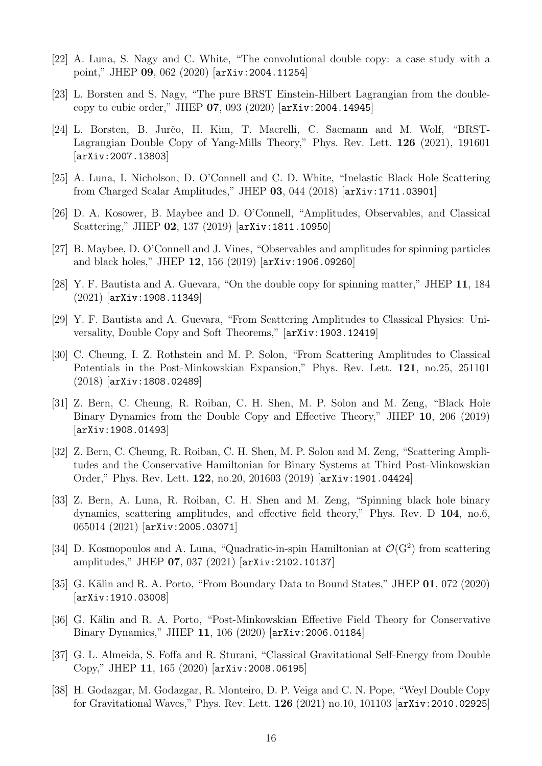[22] A. Luna, S. Nagy and C. White, "The convolutional double copy: a case study with a point," JHEP **09**, 062 (2020) [arXiv:2004.11254]

[23] L. Borsten and S. Nagy, "The pure BRST Einstein-Hilbert Lagrangian from the double-copy to cubic order," JHEP **07**, 093 (2020) [arXiv:2004.14945]

[24] L. Borsten, B. Jurčo, H. Kim, T. Macrelli, C. Saemann and M. Wolf, "BRST-Lagrangian Double Copy of Yang-Mills Theory," Phys. Rev. Lett. **126** (2021), 191601 [arXiv:2007.13803]

[25] A. Luna, I. Nicholson, D. O'Connell and C. D. White, "Inelastic Black Hole Scattering from Charged Scalar Amplitudes," JHEP **03**, 044 (2018) [arXiv:1711.03901]

[26] D. A. Kosower, B. Maybee and D. O'Connell, "Amplitudes, Observables, and Classical Scattering," JHEP **02**, 137 (2019) [arXiv:1811.10950]

[27] B. Maybee, D. O'Connell and J. Vines, "Observables and amplitudes for spinning particles and black holes," JHEP **12**, 156 (2019) [arXiv:1906.09260]

[28] Y. F. Bautista and A. Guevara, "On the double copy for spinning matter," JHEP **11**, 184 (2021) [arXiv:1908.11349]

[29] Y. F. Bautista and A. Guevara, "From Scattering Amplitudes to Classical Physics: Universality, Double Copy and Soft Theorems," [arXiv:1903.12419]

[30] C. Cheung, I. Z. Rothstein and M. P. Solon, "From Scattering Amplitudes to Classical Potentials in the Post-Minkowskian Expansion," Phys. Rev. Lett. **121**, no.25, 251101 (2018) [arXiv:1808.02489]

[31] Z. Bern, C. Cheung, R. Roiban, C. H. Shen, M. P. Solon and M. Zeng, "Black Hole Binary Dynamics from the Double Copy and Effective Theory," JHEP **10**, 206 (2019) [arXiv:1908.01493]

[32] Z. Bern, C. Cheung, R. Roiban, C. H. Shen, M. P. Solon and M. Zeng, "Scattering Amplitudes and the Conservative Hamiltonian for Binary Systems at Third Post-Minkowskian Order," Phys. Rev. Lett. **122**, no.20, 201603 (2019) [arXiv:1901.04424]

[33] Z. Bern, A. Luna, R. Roiban, C. H. Shen and M. Zeng, "Spinning black hole binary dynamics, scattering amplitudes, and effective field theory," Phys. Rev. D **104**, no.6, 065014 (2021) [arXiv:2005.03071]

[34] D. Kosmopoulos and A. Luna, "Quadratic-in-spin Hamiltonian at $\mathcal{O}(G^2)$ from scattering amplitudes," JHEP **07**, 037 (2021) [arXiv:2102.10137]

[35] G. Kälin and R. A. Porto, "From Boundary Data to Bound States," JHEP **01**, 072 (2020) [arXiv:1910.03008]

[36] G. Kälin and R. A. Porto, "Post-Minkowskian Effective Field Theory for Conservative Binary Dynamics," JHEP **11**, 106 (2020) [arXiv:2006.01184]

[37] G. L. Almeida, S. Foffa and R. Sturani, "Classical Gravitational Self-Energy from Double Copy," JHEP **11**, 165 (2020) [arXiv:2008.06195]

[38] H. Godazgar, M. Godazgar, R. Monteiro, D. P. Veiga and C. N. Pope, "Weyl Double Copy for Gravitational Waves," Phys. Rev. Lett. **126** (2021) no.10, 101103 [arXiv:2010.02925]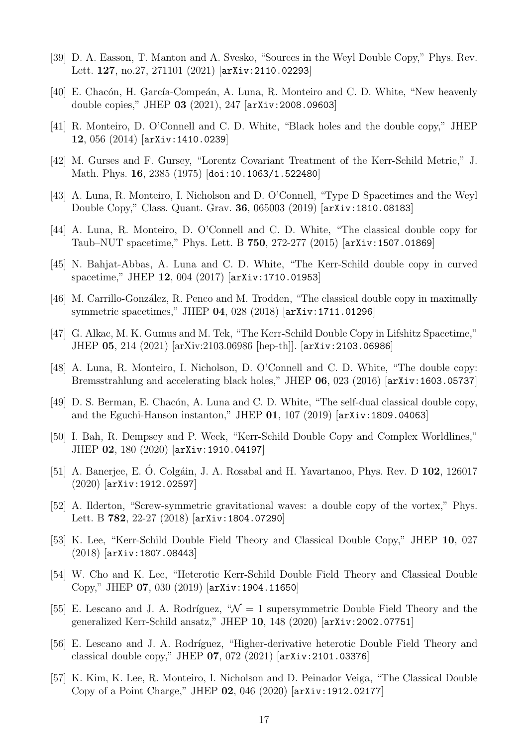[39] D. A. Easson, T. Manton and A. Svesko, "Sources in the Weyl Double Copy," Phys. Rev. Lett. **127**, no.27, 271101 (2021) [arXiv:2110.02293]

[40] E. Chacón, H. García-Compeán, A. Luna, R. Monteiro and C. D. White, "New heavenly double copies," JHEP **03** (2021), 247 [arXiv:2008.09603]

[41] R. Monteiro, D. O'Connell and C. D. White, "Black holes and the double copy," JHEP **12**, 056 (2014) [arXiv:1410.0239]

[42] M. Gurses and F. Gursey, "Lorentz Covariant Treatment of the Kerr-Schild Metric," J. Math. Phys. **16**, 2385 (1975) [doi:10.1063/1.522480]

[43] A. Luna, R. Monteiro, I. Nicholson and D. O'Connell, "Type D Spacetimes and the Weyl Double Copy," Class. Quant. Grav. **36**, 065003 (2019) [arXiv:1810.08183]

[44] A. Luna, R. Monteiro, D. O'Connell and C. D. White, "The classical double copy for Taub–NUT spacetime," Phys. Lett. B **750**, 272-277 (2015) [arXiv:1507.01869]

[45] N. Bahjat-Abbas, A. Luna and C. D. White, "The Kerr-Schild double copy in curved spacetime," JHEP **12**, 004 (2017) [arXiv:1710.01953]

[46] M. Carrillo-González, R. Penco and M. Trodden, "The classical double copy in maximally symmetric spacetimes," JHEP **04**, 028 (2018) [arXiv:1711.01296]

[47] G. Alkac, M. K. Gumus and M. Tek, "The Kerr-Schild Double Copy in Lifshitz Spacetime," JHEP **05**, 214 (2021) [arXiv:2103.06986 [hep-th]]. [arXiv:2103.06986]

[48] A. Luna, R. Monteiro, I. Nicholson, D. O'Connell and C. D. White, "The double copy: Bremsstrahlung and accelerating black holes," JHEP **06**, 023 (2016) [arXiv:1603.05737]

[49] D. S. Berman, E. Chacón, A. Luna and C. D. White, "The self-dual classical double copy, and the Eguchi-Hanson instanton," JHEP **01**, 107 (2019) [arXiv:1809.04063]

[50] I. Bah, R. Dempsey and P. Weck, "Kerr-Schild Double Copy and Complex Worldlines," JHEP **02**, 180 (2020) [arXiv:1910.04197]

[51] A. Banerjee, E. Ó. Colgáin, J. A. Rosabal and H. Yavartanoo, Phys. Rev. D **102**, 126017 (2020) [arXiv:1912.02597]

[52] A. Ilderton, "Screw-symmetric gravitational waves: a double copy of the vortex," Phys. Lett. B **782**, 22-27 (2018) [arXiv:1804.07290]

[53] K. Lee, "Kerr-Schild Double Field Theory and Classical Double Copy," JHEP **10**, 027 (2018) [arXiv:1807.08443]

[54] W. Cho and K. Lee, "Heterotic Kerr-Schild Double Field Theory and Classical Double Copy," JHEP **07**, 030 (2019) [arXiv:1904.11650]

[55] E. Lescano and J. A. Rodríguez, "$\mathcal{N} = 1$ supersymmetric Double Field Theory and the generalized Kerr-Schild ansatz," JHEP **10**, 148 (2020) [arXiv:2002.07751]

[56] E. Lescano and J. A. Rodríguez, "Higher-derivative heterotic Double Field Theory and classical double copy," JHEP **07**, 072 (2021) [arXiv:2101.03376]

[57] K. Kim, K. Lee, R. Monteiro, I. Nicholson and D. Peinador Veiga, "The Classical Double Copy of a Point Charge," JHEP **02**, 046 (2020) [arXiv:1912.02177]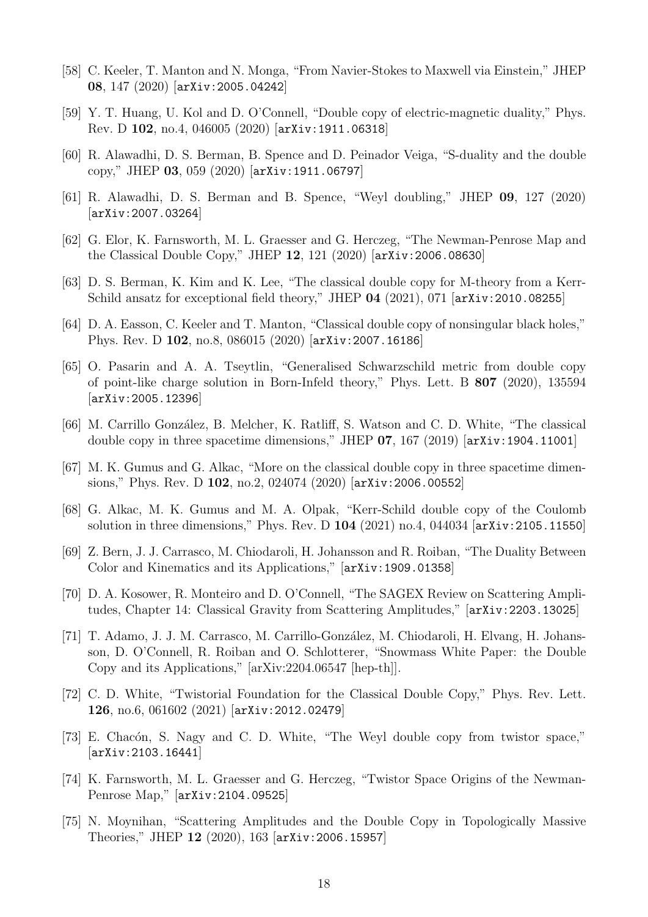[58] C. Keeler, T. Manton and N. Monga, “From Navier-Stokes to Maxwell via Einstein,” JHEP **08**, 147 (2020) [arXiv:2005.04242]

[59] Y. T. Huang, U. Kol and D. O’Connell, “Double copy of electric-magnetic duality,” Phys. Rev. D **102**, no.4, 046005 (2020) [arXiv:1911.06318]

[60] R. Alawadhi, D. S. Berman, B. Spence and D. Peinador Veiga, “S-duality and the double copy,” JHEP **03**, 059 (2020) [arXiv:1911.06797]

[61] R. Alawadhi, D. S. Berman and B. Spence, “Weyl doubling,” JHEP **09**, 127 (2020) [arXiv:2007.03264]

[62] G. Elor, K. Farnsworth, M. L. Graesser and G. Herczeg, “The Newman-Penrose Map and the Classical Double Copy,” JHEP **12**, 121 (2020) [arXiv:2006.08630]

[63] D. S. Berman, K. Kim and K. Lee, “The classical double copy for M-theory from a Kerr-Schild ansatz for exceptional field theory,” JHEP **04** (2021), 071 [arXiv:2010.08255]

[64] D. A. Easson, C. Keeler and T. Manton, “Classical double copy of nonsingular black holes,” Phys. Rev. D **102**, no.8, 086015 (2020) [arXiv:2007.16186]

[65] O. Pasarin and A. A. Tseytlin, “Generalised Schwarzschild metric from double copy of point-like charge solution in Born-Infeld theory,” Phys. Lett. B **807** (2020), 135594 [arXiv:2005.12396]

[66] M. Carrillo González, B. Melcher, K. Ratliff, S. Watson and C. D. White, “The classical double copy in three spacetime dimensions,” JHEP **07**, 167 (2019) [arXiv:1904.11001]

[67] M. K. Gumus and G. Alkac, “More on the classical double copy in three spacetime dimensions,” Phys. Rev. D **102**, no.2, 024074 (2020) [arXiv:2006.00552]

[68] G. Alkac, M. K. Gumus and M. A. Olpak, “Kerr-Schild double copy of the Coulomb solution in three dimensions,” Phys. Rev. D **104** (2021) no.4, 044034 [arXiv:2105.11550]

[69] Z. Bern, J. J. Carrasco, M. Chiodaroli, H. Johansson and R. Roiban, “The Duality Between Color and Kinematics and its Applications,” [arXiv:1909.01358]

[70] D. A. Kosower, R. Monteiro and D. O’Connell, “The SAGEX Review on Scattering Amplitudes, Chapter 14: Classical Gravity from Scattering Amplitudes,” [arXiv:2203.13025]

[71] T. Adamo, J. J. M. Carrasco, M. Carrillo-González, M. Chiodaroli, H. Elvang, H. Johansson, D. O’Connell, R. Roiban and O. Schlotterer, “Snowmass White Paper: the Double Copy and its Applications,” [arXiv:2204.06547 [hep-th]].

[72] C. D. White, “Twistorial Foundation for the Classical Double Copy,” Phys. Rev. Lett. **126**, no.6, 061602 (2021) [arXiv:2012.02479]

[73] E. Chacón, S. Nagy and C. D. White, “The Weyl double copy from twistor space,” [arXiv:2103.16441]

[74] K. Farnsworth, M. L. Graesser and G. Herczeg, “Twistor Space Origins of the Newman-Penrose Map,” [arXiv:2104.09525]

[75] N. Moynihan, “Scattering Amplitudes and the Double Copy in Topologically Massive Theories,” JHEP **12** (2020), 163 [arXiv:2006.15957]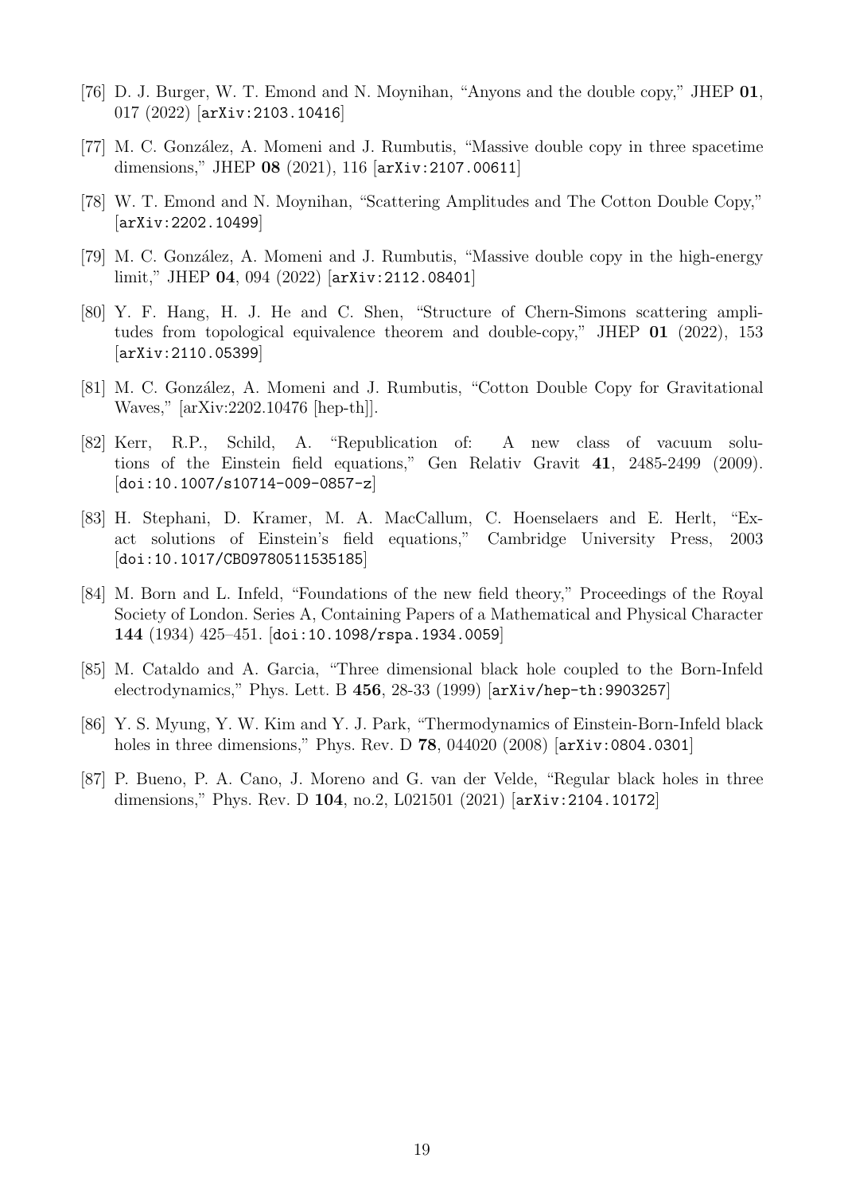[76] D. J. Burger, W. T. Emond and N. Moynihan, "Anyons and the double copy," JHEP **01**, 017 (2022) [arXiv:2103.10416]

[77] M. C. González, A. Momeni and J. Rumbutis, "Massive double copy in three spacetime dimensions," JHEP **08** (2021), 116 [arXiv:2107.00611]

[78] W. T. Emond and N. Moynihan, "Scattering Amplitudes and The Cotton Double Copy," [arXiv:2202.10499]

[79] M. C. González, A. Momeni and J. Rumbutis, "Massive double copy in the high-energy limit," JHEP **04**, 094 (2022) [arXiv:2112.08401]

[80] Y. F. Hang, H. J. He and C. Shen, "Structure of Chern-Simons scattering amplitudes from topological equivalence theorem and double-copy," JHEP **01** (2022), 153 [arXiv:2110.05399]

[81] M. C. González, A. Momeni and J. Rumbutis, "Cotton Double Copy for Gravitational Waves," [arXiv:2202.10476 [hep-th]].

[82] Kerr, R.P., Schild, A. "Republication of: A new class of vacuum solutions of the Einstein field equations," Gen Relativ Gravit **41**, 2485-2499 (2009). [doi:10.1007/s10714-009-0857-z]

[83] H. Stephani, D. Kramer, M. A. MacCallum, C. Hoenselaers and E. Herlt, "Exact solutions of Einstein's field equations," Cambridge University Press, 2003 [doi:10.1017/CBO9780511535185]

[84] M. Born and L. Infeld, "Foundations of the new field theory," Proceedings of the Royal Society of London. Series A, Containing Papers of a Mathematical and Physical Character **144** (1934) 425–451. [doi:10.1098/rspa.1934.0059]

[85] M. Cataldo and A. Garcia, "Three dimensional black hole coupled to the Born-Infeld electrodynamics," Phys. Lett. B **456**, 28-33 (1999) [arXiv/hep-th:9903257]

[86] Y. S. Myung, Y. W. Kim and Y. J. Park, "Thermodynamics of Einstein-Born-Infeld black holes in three dimensions," Phys. Rev. D **78**, 044020 (2008) [arXiv:0804.0301]

[87] P. Bueno, P. A. Cano, J. Moreno and G. van der Velde, "Regular black holes in three dimensions," Phys. Rev. D **104**, no.2, L021501 (2021) [arXiv:2104.10172]